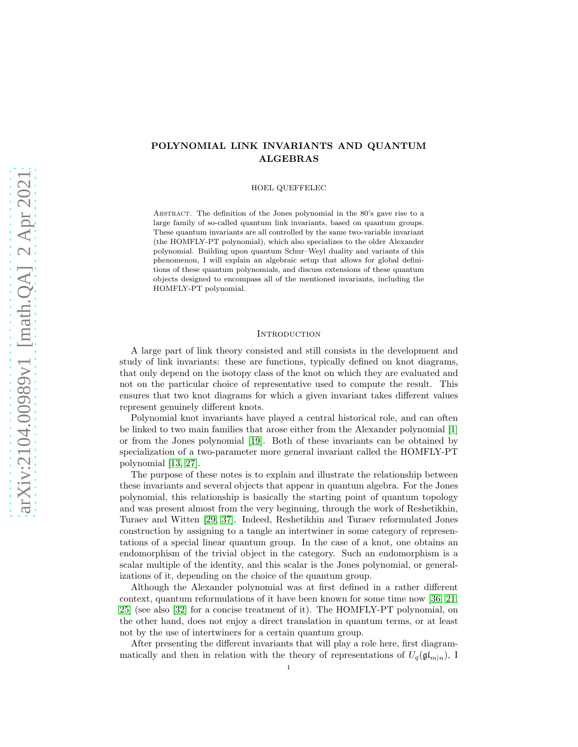# POLYNOMIAL LINK INVARIANTS AND QUANTUM ALGEBRAS

HOEL QUEFFELEC

Abstract. The definition of the Jones polynomial in the 80's gave rise to a large family of so-called quantum link invariants, based on quantum groups. These quantum invariants are all controlled by the same two-variable invariant (the HOMFLY-PT polynomial), which also specializes to the older Alexander polynomial. Building upon quantum Schur–Weyl duality and variants of this phenomenon, I will explain an algebraic setup that allows for global definitions of these quantum polynomials, and discuss extensions of these quantum objects designed to encompass all of the mentioned invariants, including the HOMFLY-PT polynomial.

## Introduction

A large part of link theory consisted and still consists in the development and study of link invariants: these are functions, typically defined on knot diagrams, that only depend on the isotopy class of the knot on which they are evaluated and not on the particular choice of representative used to compute the result. This ensures that two knot diagrams for which a given invariant takes different values represent genuinely different knots.

Polynomial knot invariants have played a central historical role, and can often be linked to two main families that arose either from the Alexander polynomial [1] or from the Jones polynomial [19]. Both of these invariants can be obtained by specialization of a two-parameter more general invariant called the HOMFLY-PT polynomial [13, 27].

The purpose of these notes is to explain and illustrate the relationship between these invariants and several objects that appear in quantum algebra. For the Jones polynomial, this relationship is basically the starting point of quantum topology and was present almost from the very beginning, through the work of Reshetikhin, Turaev and Witten [29, 37]. Indeed, Reshetikhin and Turaev reformulated Jones construction by assigning to a tangle an intertwiner in some category of representations of a special linear quantum group. In the case of a knot, one obtains an endomorphism of the trivial object in the category. Such an endomorphism is a scalar multiple of the identity, and this scalar is the Jones polynomial, or generalizations of it, depending on the choice of the quantum group.

Although the Alexander polynomial was at first defined in a rather different context, quantum reformulations of it have been known for some time now [36, 21, 25] (see also [32] for a concise treatment of it). The HOMFLY-PT polynomial, on the other hand, does not enjoy a direct translation in quantum terms, or at least not by the use of intertwiners for a certain quantum group.

After presenting the different invariants that will play a role here, first diagrammatically and then in relation with the theory of representations of $U_q(\mathfrak{gl}_{m|n})$, I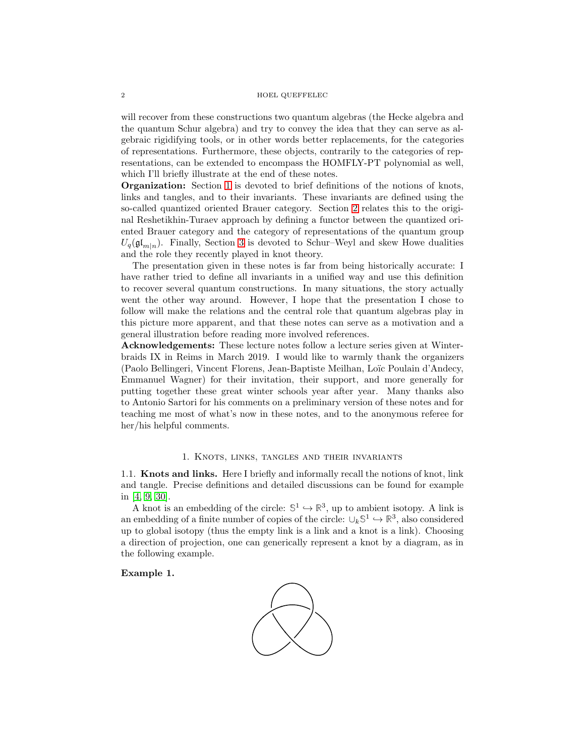will recover from these constructions two quantum algebras (the Hecke algebra and the quantum Schur algebra) and try to convey the idea that they can serve as algebraic rigidifying tools, or in other words better replacements, for the categories of representations. Furthermore, these objects, contrarily to the categories of representations, can be extended to encompass the HOMFLY-PT polynomial as well, which I'll briefly illustrate at the end of these notes.

**Organization:** Section 1 is devoted to brief definitions of the notions of knots, links and tangles, and to their invariants. These invariants are defined using the so-called quantized oriented Brauer category. Section 2 relates this to the original Reshetikhin-Turaev approach by defining a functor between the quantized oriented Brauer category and the category of representations of the quantum group $U_q(\mathfrak{gl}_{m|n})$. Finally, Section 3 is devoted to Schur–Weyl and skew Howe dualities and the role they recently played in knot theory.

The presentation given in these notes is far from being historically accurate: I have rather tried to define all invariants in a unified way and use this definition to recover several quantum constructions. In many situations, the story actually went the other way around. However, I hope that the presentation I chose to follow will make the relations and the central role that quantum algebras play in this picture more apparent, and that these notes can serve as a motivation and a general illustration before reading more involved references.

**Acknowledgements:** These lecture notes follow a lecture series given at Winterbraids IX in Reims in March 2019. I would like to warmly thank the organizers (Paolo Bellingeri, Vincent Florens, Jean-Baptiste Meilhan, Loïc Poulain d'Andecy, Emmanuel Wagner) for their invitation, their support, and more generally for putting together these great winter schools year after year. Many thanks also to Antonio Sartori for his comments on a preliminary version of these notes and for teaching me most of what's now in these notes, and to the anonymous referee for her/his helpful comments.

## 1. Knots, links, tangles and their invariants

1.1. **Knots and links.** Here I briefly and informally recall the notions of knot, link and tangle. Precise definitions and detailed discussions can be found for example in [4, 9, 30].

A knot is an embedding of the circle: $\mathbb{S}^1 \hookrightarrow \mathbb{R}^3$, up to ambient isotopy. A link is an embedding of a finite number of copies of the circle: $\cup_k \mathbb{S}^1 \hookrightarrow \mathbb{R}^3$, also considered up to global isotopy (thus the empty link is a link and a knot is a link). Choosing a direction of projection, one can generically represent a knot by a diagram, as in the following example.

**Example 1.**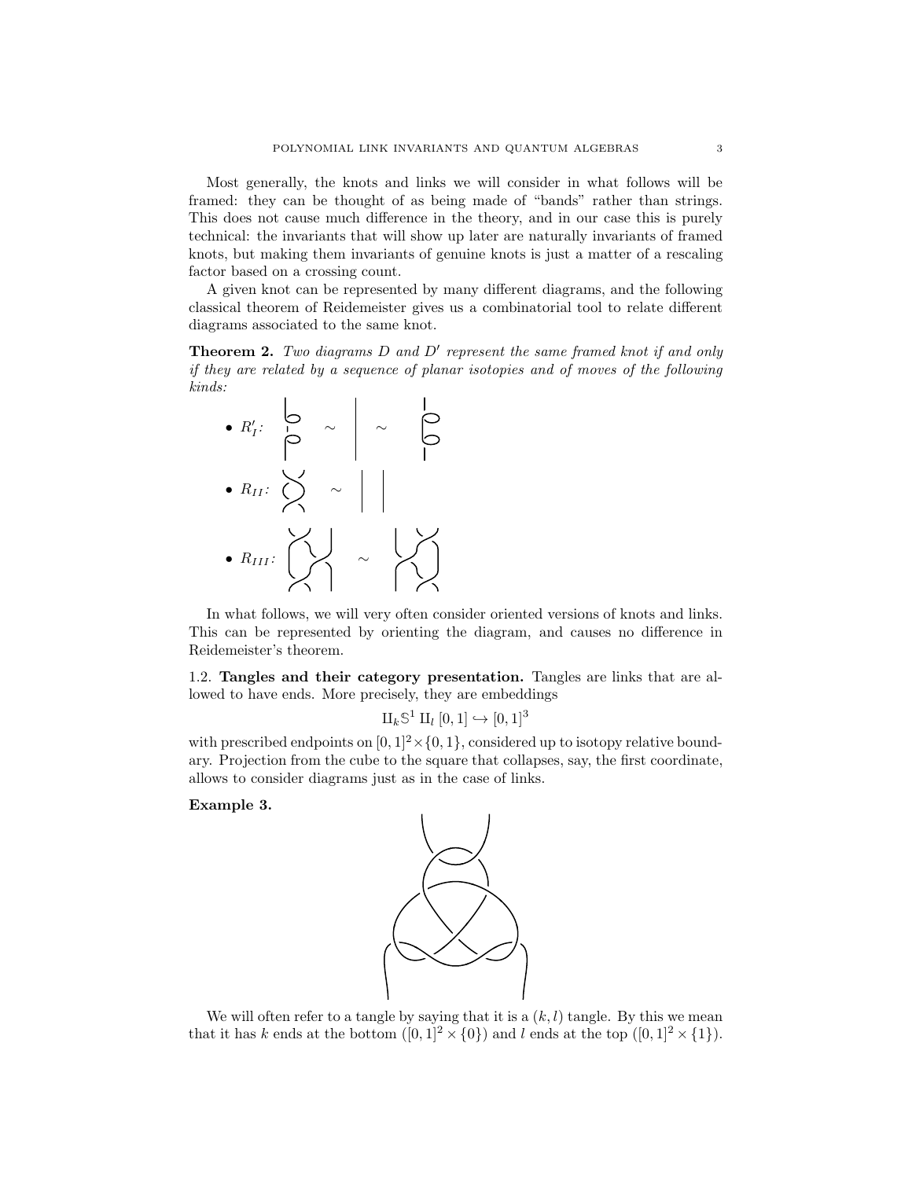Most generally, the knots and links we will consider in what follows will be framed: they can be thought of as being made of "bands" rather than strings. This does not cause much difference in the theory, and in our case this is purely technical: the invariants that will show up later are naturally invariants of framed knots, but making them invariants of genuine knots is just a matter of a rescaling factor based on a crossing count.

A given knot can be represented by many different diagrams, and the following classical theorem of Reidemeister gives us a combinatorial tool to relate different diagrams associated to the same knot.

**Theorem 2.** *Two diagrams $D$ and $D'$ represent the same framed knot if and only if they are related by a sequence of planar isotopies and of moves of the following kinds:*

- $R_I'$: $\sim$ $\sim$
- $R_{II}$: $\sim$
- $R_{III}$: $\sim$

In what follows, we will very often consider oriented versions of knots and links. This can be represented by orienting the diagram, and causes no difference in Reidemeister's theorem.

1.2. **Tangles and their category presentation.** Tangles are links that are allowed to have ends. More precisely, they are embeddings

$$\amalg_k \mathbb{S}^1 \amalg_l [0,1] \hookrightarrow [0,1]^3$$

with prescribed endpoints on $[0,1]^2 \times \{0,1\}$, considered up to isotopy relative boundary. Projection from the cube to the square that collapses, say, the first coordinate, allows to consider diagrams just as in the case of links.

**Example 3.**

We will often refer to a tangle by saying that it is a $(k,l)$ tangle. By this we mean that it has $k$ ends at the bottom ($[0,1]^2 \times \{0\}$) and $l$ ends at the top ($[0,1]^2 \times \{1\}$).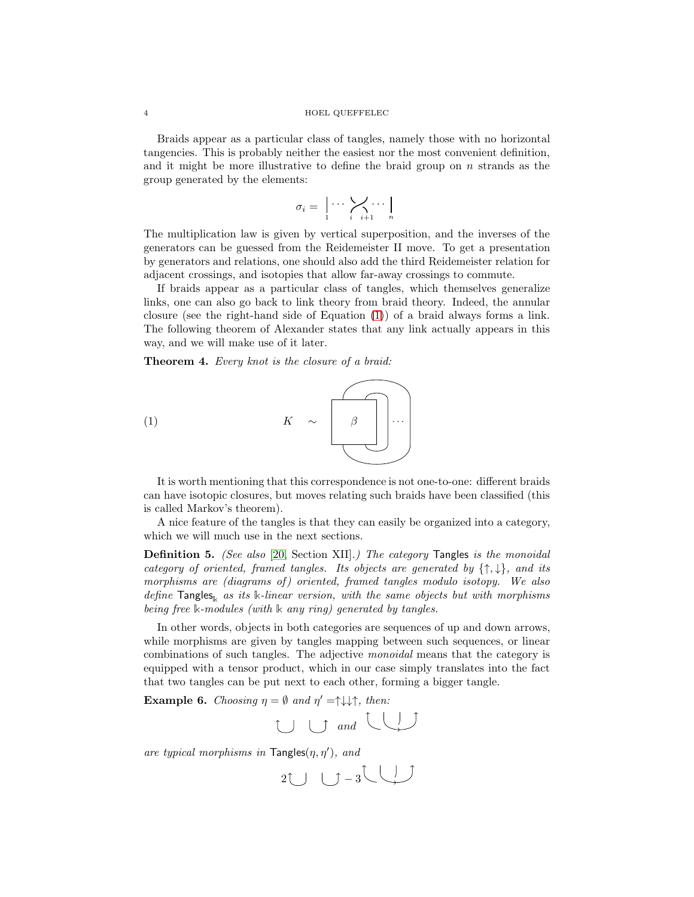Braids appear as a particular class of tangles, namely those with no horizontal tangencies. This is probably neither the easiest nor the most convenient definition, and it might be more illustrative to define the braid group on $n$ strands as the group generated by the elements:

$$\sigma_i = \Big|_1 \cdots \underset{i \quad i+1}{\times} \cdots \Big|_n$$

The multiplication law is given by vertical superposition, and the inverses of the generators can be guessed from the Reidemeister II move. To get a presentation by generators and relations, one should also add the third Reidemeister relation for adjacent crossings, and isotopies that allow far-away crossings to commute.

If braids appear as a particular class of tangles, which themselves generalize links, one can also go back to link theory from braid theory. Indeed, the annular closure (see the right-hand side of Equation (1)) of a braid always forms a link. The following theorem of Alexander states that any link actually appears in this way, and we will make use of it later.

**Theorem 4.** *Every knot is the closure of a braid:*

$$K \quad \sim \quad \boxed{\beta} \cdots \tag{1}$$

It is worth mentioning that this correspondence is not one-to-one: different braids can have isotopic closures, but moves relating such braids have been classified (this is called Markov's theorem).

A nice feature of the tangles is that they can easily be organized into a category, which we will much use in the next sections.

**Definition 5.** *(See also [20, Section XII].) The category* Tangles *is the monoidal category of oriented, framed tangles. Its objects are generated by $\{\uparrow, \downarrow\}$, and its morphisms are (diagrams of) oriented, framed tangles modulo isotopy. We also define* $\mathsf{Tangles}_{\Bbbk}$ *as its $\Bbbk$-linear version, with the same objects but with morphisms being free $\Bbbk$-modules (with $\Bbbk$ any ring) generated by tangles.*

In other words, objects in both categories are sequences of up and down arrows, while morphisms are given by tangles mapping between such sequences, or linear combinations of such tangles. The adjective *monoidal* means that the category is equipped with a tensor product, which in our case simply translates into the fact that two tangles can be put next to each other, forming a bigger tangle.

**Example 6.** *Choosing $\eta = \emptyset$ and $\eta' = \uparrow\downarrow\downarrow\uparrow$, then:*

[diagram] *and* [diagram]

*are typical morphisms in* $\mathsf{Tangles}(\eta, \eta')$*, and*

$2$ [diagram] $- 3$ [diagram]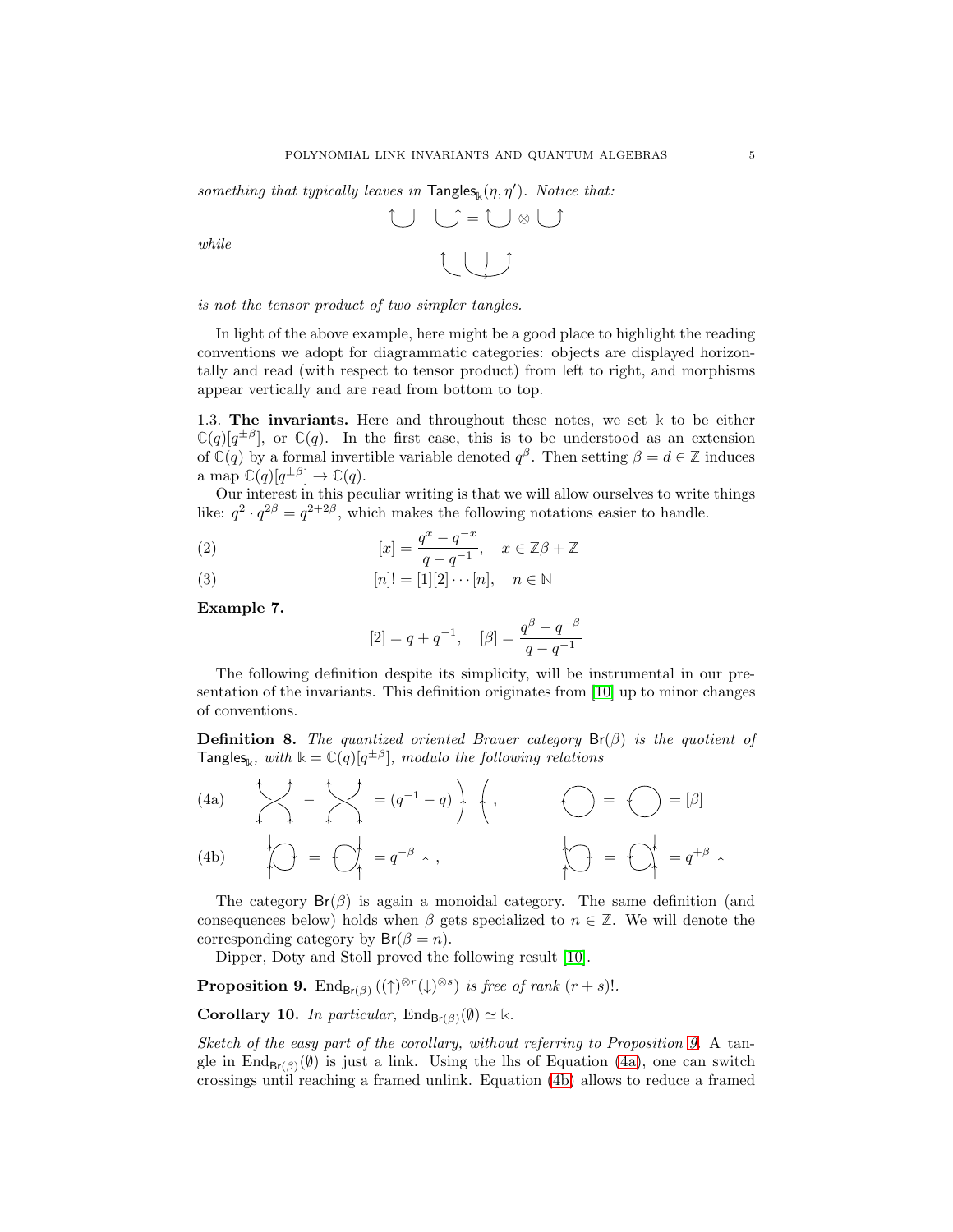*something that typically leaves in* $\mathsf{Tangles}_{\Bbbk}(\eta, \eta')$. *Notice that:*

*while*

*is not the tensor product of two simpler tangles.*

In light of the above example, here might be a good place to highlight the reading conventions we adopt for diagrammatic categories: objects are displayed horizontally and read (with respect to tensor product) from left to right, and morphisms appear vertically and are read from bottom to top.

**1.3. The invariants.** Here and throughout these notes, we set $\Bbbk$ to be either $\mathbb{C}(q)[q^{\pm\beta}]$, or $\mathbb{C}(q)$. In the first case, this is to be understood as an extension of $\mathbb{C}(q)$ by a formal invertible variable denoted $q^\beta$. Then setting $\beta = d \in \mathbb{Z}$ induces a map $\mathbb{C}(q)[q^{\pm\beta}] \to \mathbb{C}(q)$.

Our interest in this peculiar writing is that we will allow ourselves to write things like: $q^2 \cdot q^{2\beta} = q^{2+2\beta}$, which makes the following notations easier to handle.

$$[x] = \frac{q^x - q^{-x}}{q - q^{-1}}, \quad x \in \mathbb{Z}\beta + \mathbb{Z} \tag{2}$$

$$[n]! = [1][2]\cdots[n], \quad n \in \mathbb{N} \tag{3}$$

**Example 7.**

$$[2] = q + q^{-1}, \quad [\beta] = \frac{q^\beta - q^{-\beta}}{q - q^{-1}}$$

The following definition despite its simplicity, will be instrumental in our presentation of the invariants. This definition originates from [10] up to minor changes of conventions.

**Definition 8.** *The quantized oriented Brauer category* $\mathsf{Br}(\beta)$ *is the quotient of* $\mathsf{Tangles}_{\Bbbk}$*, with* $\Bbbk = \mathbb{C}(q)[q^{\pm\beta}]$*, modulo the following relations*

(4a) (positive crossing) $-$ (negative crossing) $= (q^{-1} - q)$ (two parallel upward strands), (counterclockwise circle) $=$ (clockwise circle) $= [\beta]$

(4b) (left curl) $=$ (left curl) $= q^{-\beta}$ (upward strand), (right curl) $=$ (right curl) $= q^{+\beta}$ (upward strand)

The category $\mathsf{Br}(\beta)$ is again a monoidal category. The same definition (and consequences below) holds when $\beta$ gets specialized to $n \in \mathbb{Z}$. We will denote the corresponding category by $\mathsf{Br}(\beta = n)$.

Dipper, Doty and Stoll proved the following result [10].

**Proposition 9.** $\mathrm{End}_{\mathsf{Br}(\beta)}\left((\uparrow)^{\otimes r}(\downarrow)^{\otimes s}\right)$ *is free of rank* $(r+s)!$.

**Corollary 10.** *In particular,* $\mathrm{End}_{\mathsf{Br}(\beta)}(\emptyset) \simeq \Bbbk$.

*Sketch of the easy part of the corollary, without referring to Proposition 9.* A tangle in $\mathrm{End}_{\mathsf{Br}(\beta)}(\emptyset)$ is just a link. Using the lhs of Equation (4a), one can switch crossings until reaching a framed unlink. Equation (4b) allows to reduce a framed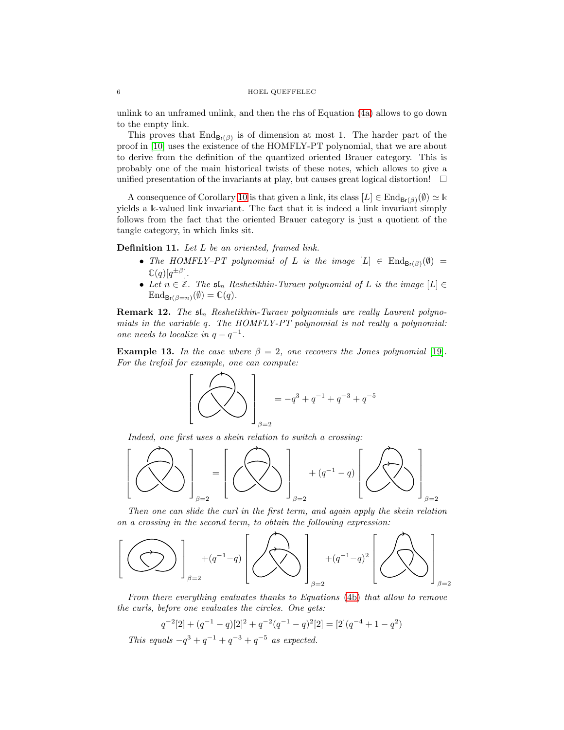unlink to an unframed unlink, and then the rhs of Equation (4a) allows to go down to the empty link.

This proves that $\mathrm{End}_{\mathsf{Br}(\beta)}$ is of dimension at most 1. The harder part of the proof in [10] uses the existence of the HOMFLY-PT polynomial, that we are about to derive from the definition of the quantized oriented Brauer category. This is probably one of the main historical twists of these notes, which allows to give a unified presentation of the invariants at play, but causes great logical distortion! $\square$

A consequence of Corollary 10 is that given a link, its class $[L] \in \mathrm{End}_{\mathsf{Br}(\beta)}(\emptyset) \simeq \Bbbk$ yields a $\Bbbk$-valued link invariant. The fact that it is indeed a link invariant simply follows from the fact that the oriented Brauer category is just a quotient of the tangle category, in which links sit.

**Definition 11.** *Let $L$ be an oriented, framed link.*

- *The HOMFLY–PT polynomial of $L$ is the image $[L] \in \mathrm{End}_{\mathsf{Br}(\beta)}(\emptyset) = \mathbb{C}(q)[q^{\pm\beta}]$.*
- *Let $n \in \mathbb{Z}$. The $\mathfrak{sl}_n$ Reshetikhin-Turaev polynomial of $L$ is the image $[L] \in \mathrm{End}_{\mathsf{Br}(\beta=n)}(\emptyset) = \mathbb{C}(q)$.*

**Remark 12.** *The $\mathfrak{sl}_n$ Reshetikhin-Turaev polynomials are really Laurent polynomials in the variable $q$. The HOMFLY-PT polynomial is not really a polynomial: one needs to localize in $q - q^{-1}$.*

**Example 13.** *In the case where $\beta = 2$, one recovers the Jones polynomial [19]. For the trefoil for example, one can compute:*

$$\left[\text{trefoil}\right]_{\beta=2} = -q^3 + q^{-1} + q^{-3} + q^{-5}$$

*Indeed, one first uses a skein relation to switch a crossing:*

$$\left[\text{trefoil}\right]_{\beta=2} = \left[\text{trefoil with one crossing switched}\right]_{\beta=2} + (q^{-1} - q)\left[\text{resolved diagram}\right]_{\beta=2}$$

*Then one can slide the curl in the first term, and again apply the skein relation on a crossing in the second term, to obtain the following expression:*

$$\left[\text{curl}\right]_{\beta=2} + (q^{-1}-q)\left[\text{diagram}\right]_{\beta=2} + (q^{-1}-q)^2\left[\text{diagram}\right]_{\beta=2}$$

*From there everything evaluates thanks to Equations (4b) that allow to remove the curls, before one evaluates the circles. One gets:*

$$q^{-2}[2] + (q^{-1} - q)[2]^2 + q^{-2}(q^{-1} - q)^2[2] = [2](q^{-4} + 1 - q^2)$$

*This equals $-q^3 + q^{-1} + q^{-3} + q^{-5}$ as expected.*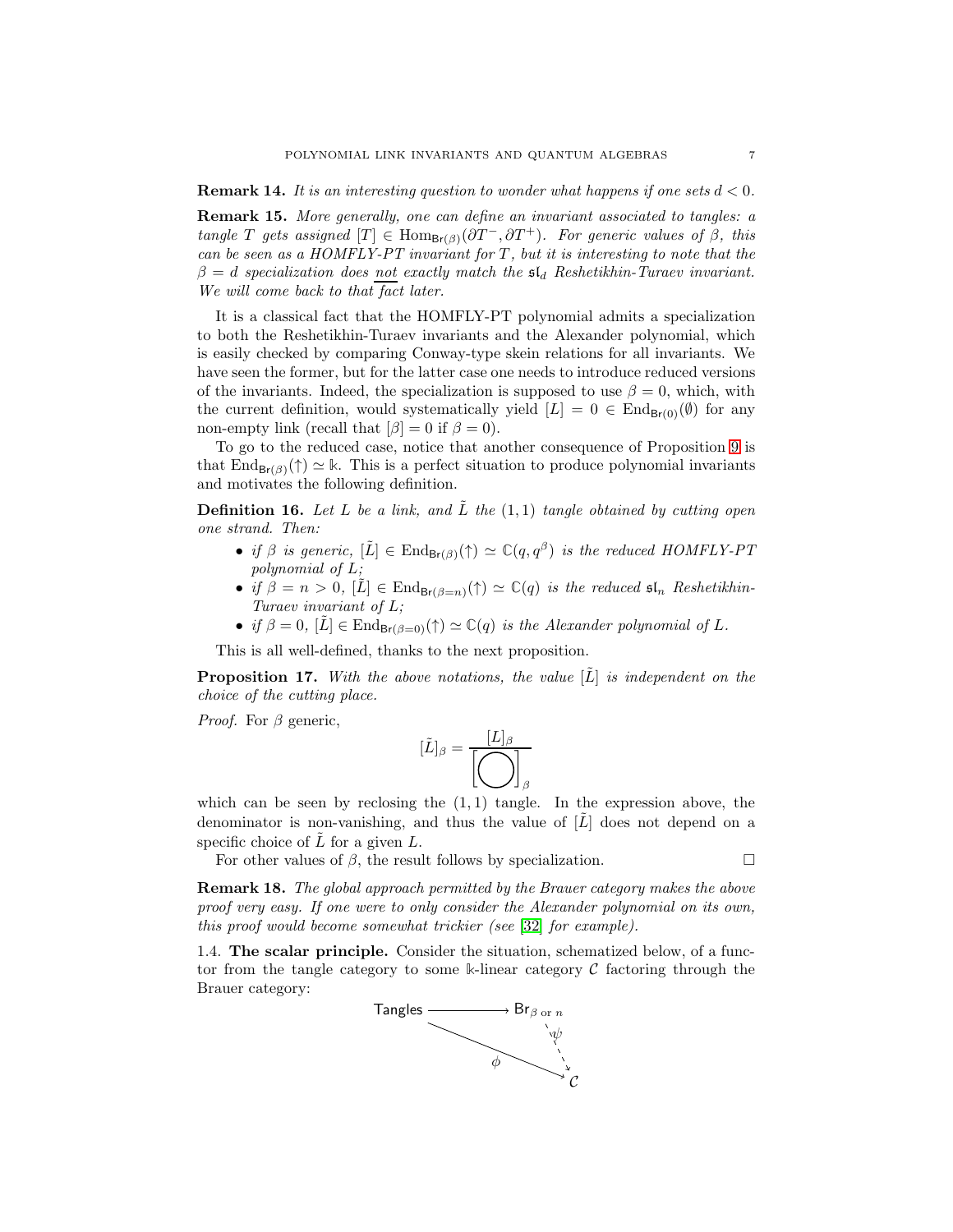**Remark 14.** *It is an interesting question to wonder what happens if one sets $d < 0$.*

**Remark 15.** *More generally, one can define an invariant associated to tangles: a tangle $T$ gets assigned $[T] \in \mathrm{Hom}_{\mathsf{Br}(\beta)}(\partial T^-, \partial T^+)$. For generic values of $\beta$, this can be seen as a HOMFLY-PT invariant for $T$, but it is interesting to note that the $\beta = d$ specialization does not exactly match the $\mathfrak{sl}_d$ Reshetikhin-Turaev invariant. We will come back to that fact later.*

It is a classical fact that the HOMFLY-PT polynomial admits a specialization to both the Reshetikhin-Turaev invariants and the Alexander polynomial, which is easily checked by comparing Conway-type skein relations for all invariants. We have seen the former, but for the latter case one needs to introduce reduced versions of the invariants. Indeed, the specialization is supposed to use $\beta = 0$, which, with the current definition, would systematically yield $[L] = 0 \in \mathrm{End}_{\mathsf{Br}(0)}(\emptyset)$ for any non-empty link (recall that $[\beta] = 0$ if $\beta = 0$).

To go to the reduced case, notice that another consequence of Proposition 9 is that $\mathrm{End}_{\mathsf{Br}(\beta)}(\uparrow) \simeq \Bbbk$. This is a perfect situation to produce polynomial invariants and motivates the following definition.

**Definition 16.** *Let $L$ be a link, and $\tilde{L}$ the $(1,1)$ tangle obtained by cutting open one strand. Then:*

- *if $\beta$ is generic, $[\tilde{L}] \in \mathrm{End}_{\mathsf{Br}(\beta)}(\uparrow) \simeq \mathbb{C}(q, q^\beta)$ is the reduced HOMFLY-PT polynomial of $L$;*
- *if $\beta = n > 0$, $[\tilde{L}] \in \mathrm{End}_{\mathsf{Br}(\beta=n)}(\uparrow) \simeq \mathbb{C}(q)$ is the reduced $\mathfrak{sl}_n$ Reshetikhin-Turaev invariant of $L$;*
- *if $\beta = 0$, $[\tilde{L}] \in \mathrm{End}_{\mathsf{Br}(\beta=0)}(\uparrow) \simeq \mathbb{C}(q)$ is the Alexander polynomial of $L$.*

This is all well-defined, thanks to the next proposition.

**Proposition 17.** *With the above notations, the value $[\tilde{L}]$ is independent on the choice of the cutting place.*

*Proof.* For $\beta$ generic,

$$[\tilde{L}]_\beta = \frac{[L]_\beta}{\left[\bigcirc\right]_\beta}$$

which can be seen by reclosing the $(1,1)$ tangle. In the expression above, the denominator is non-vanishing, and thus the value of $[\tilde{L}]$ does not depend on a specific choice of $\tilde{L}$ for a given $L$.

For other values of $\beta$, the result follows by specialization. □

**Remark 18.** *The global approach permitted by the Brauer category makes the above proof very easy. If one were to only consider the Alexander polynomial on its own, this proof would become somewhat trickier (see [32] for example).*

1.4. **The scalar principle.** Consider the situation, schematized below, of a functor from the tangle category to some $\Bbbk$-linear category $\mathcal{C}$ factoring through the Brauer category:

$$\begin{array}{ccc} \mathsf{Tangles} & \longrightarrow & \mathsf{Br}_{\beta \text{ or } n} \\ & \overset{\phi}{\searrow} & \downarrow{\scriptstyle \psi} \\ & & \mathcal{C} \end{array}$$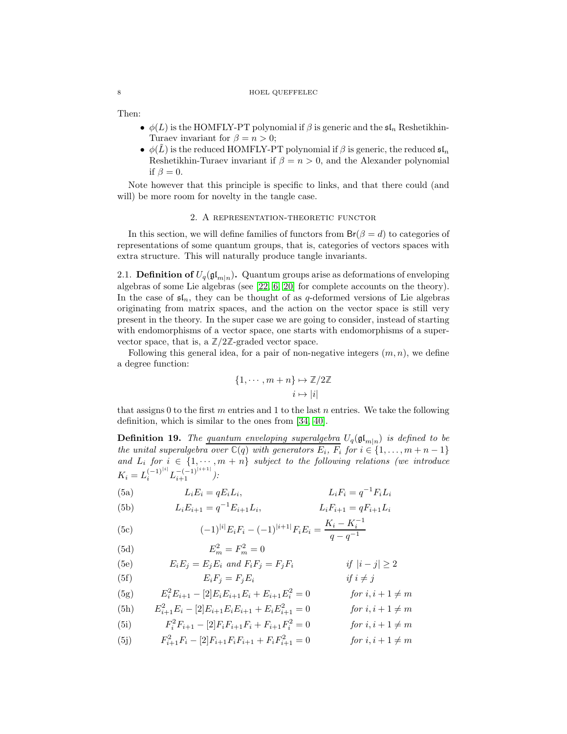Then:

- $\phi(L)$ is the HOMFLY-PT polynomial if $\beta$ is generic and the $\mathfrak{sl}_n$ Reshetikhin-Turaev invariant for $\beta = n > 0$;
- $\phi(\tilde{L})$ is the reduced HOMFLY-PT polynomial if $\beta$ is generic, the reduced $\mathfrak{sl}_n$ Reshetikhin-Turaev invariant if $\beta = n > 0$, and the Alexander polynomial if $\beta = 0$.

Note however that this principle is specific to links, and that there could (and will) be more room for novelty in the tangle case.

## 2. A representation-theoretic functor

In this section, we will define families of functors from $\mathsf{Br}(\beta = d)$ to categories of representations of some quantum groups, that is, categories of vectors spaces with extra structure. This will naturally produce tangle invariants.

**2.1. Definition of $U_q(\mathfrak{gl}_{m|n})$.** Quantum groups arise as deformations of enveloping algebras of some Lie algebras (see [22, 6, 20] for complete accounts on the theory). In the case of $\mathfrak{sl}_n$, they can be thought of as $q$-deformed versions of Lie algebras originating from matrix spaces, and the action on the vector space is still very present in the theory. In the super case we are going to consider, instead of starting with endomorphisms of a vector space, one starts with endomorphisms of a super-vector space, that is, a $\mathbb{Z}/2\mathbb{Z}$-graded vector space.

Following this general idea, for a pair of non-negative integers $(m, n)$, we define a degree function:

$$\begin{aligned} \{1, \cdots, m+n\} &\mapsto \mathbb{Z}/2\mathbb{Z} \\ i &\mapsto |i| \end{aligned}$$

that assigns 0 to the first $m$ entries and 1 to the last $n$ entries. We take the following definition, which is similar to the ones from [34, 40].

**Definition 19.** *The* <u>*quantum enveloping superalgebra*</u> *$U_q(\mathfrak{gl}_{m|n})$ is defined to be the unital superalgebra over $\mathbb{C}(q)$ with generators $E_i$, $F_i$ for $i \in \{1, \dots, m+n-1\}$ and $L_i$ for $i \in \{1, \cdots, m+n\}$ subject to the following relations (we introduce $K_i = L_i^{(-1)^{|i|}} L_{i+1}^{-(-1)^{|i+1|}}$):*

$$L_i E_i = q E_i L_i, \qquad L_i F_i = q^{-1} F_i L_i \tag{5a}$$

$$L_i E_{i+1} = q^{-1} E_{i+1} L_i, \qquad L_i F_{i+1} = q F_{i+1} L_i \tag{5b}$$

$$(-1)^{|i|} E_i F_i - (-1)^{|i+1|} F_i E_i = \frac{K_i - K_i^{-1}}{q - q^{-1}} \tag{5c}$$

$$E_m^2 = F_m^2 = 0 \tag{5d}$$

$$E_i E_j = E_j E_i \text{ and } F_i F_j = F_j F_i \qquad \text{if } |i-j| \geq 2 \tag{5e}$$

$$E_i F_j = F_j E_i \qquad \text{if } i \neq j \tag{5f}$$

$$E_i^2 E_{i+1} - [2] E_i E_{i+1} E_i + E_{i+1} E_i^2 = 0 \qquad \text{for } i, i+1 \neq m \tag{5g}$$

$$E_{i+1}^2 E_i - [2] E_{i+1} E_i E_{i+1} + E_i E_{i+1}^2 = 0 \qquad \text{for } i, i+1 \neq m \tag{5h}$$

$$F_i^2 F_{i+1} - [2] F_i F_{i+1} F_i + F_{i+1} F_i^2 = 0 \qquad \text{for } i, i+1 \neq m \tag{5i}$$

$$F_{i+1}^2 F_i - [2] F_{i+1} F_i F_{i+1} + F_i F_{i+1}^2 = 0 \qquad \text{for } i, i+1 \neq m \tag{5j}$$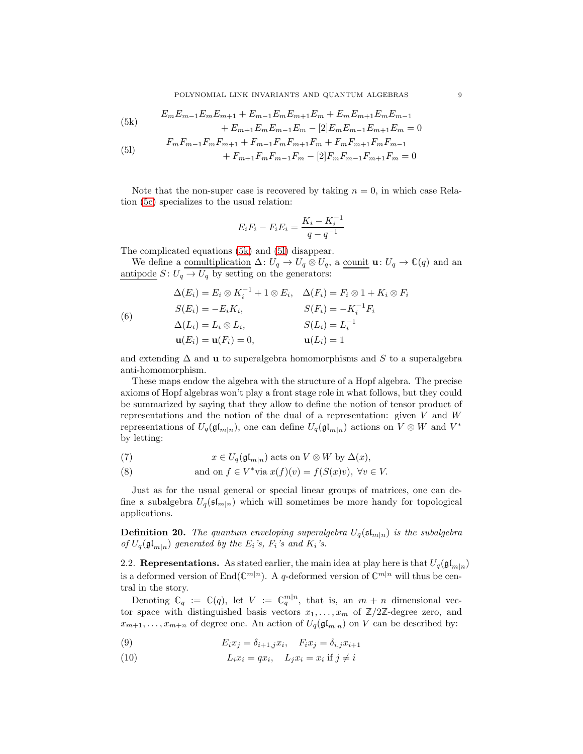$$E_m E_{m-1} E_m E_{m+1} + E_{m-1} E_m E_{m+1} E_m + E_m E_{m+1} E_m E_{m-1} + E_{m+1} E_m E_{m-1} E_m - [2] E_m E_{m-1} E_{m+1} E_m = 0 \tag{5k}$$

$$F_m F_{m-1} F_m F_{m+1} + F_{m-1} F_m F_{m+1} F_m + F_m F_{m+1} F_m F_{m-1} + F_{m+1} F_m F_{m-1} F_m - [2] F_m F_{m-1} F_{m+1} F_m = 0 \tag{5l}$$

Note that the non-super case is recovered by taking $n = 0$, in which case Relation (5c) specializes to the usual relation:

$$E_i F_i - F_i E_i = \frac{K_i - K_i^{-1}}{q - q^{-1}}$$

The complicated equations (5k) and (5l) disappear.

We define a comultiplication $\Delta\colon U_q \to U_q \otimes U_q$, a counit $\mathbf{u}\colon U_q \to \mathbb{C}(q)$ and an antipode $S\colon U_q \to U_q$ by setting on the generators:

$$\begin{aligned}
&\Delta(E_i) = E_i \otimes K_i^{-1} + 1 \otimes E_i, && \Delta(F_i) = F_i \otimes 1 + K_i \otimes F_i \\
&S(E_i) = -E_i K_i, && S(F_i) = -K_i^{-1} F_i \\
&\Delta(L_i) = L_i \otimes L_i, && S(L_i) = L_i^{-1} \\
&\mathbf{u}(E_i) = \mathbf{u}(F_i) = 0, && \mathbf{u}(L_i) = 1
\end{aligned} \tag{6}$$

and extending $\Delta$ and $\mathbf{u}$ to superalgebra homomorphisms and $S$ to a superalgebra anti-homomorphism.

These maps endow the algebra with the structure of a Hopf algebra. The precise axioms of Hopf algebras won't play a front stage role in what follows, but they could be summarized by saying that they allow to define the notion of tensor product of representations and the notion of the dual of a representation: given $V$ and $W$ representations of $U_q(\mathfrak{gl}_{m|n})$, one can define $U_q(\mathfrak{gl}_{m|n})$ actions on $V \otimes W$ and $V^*$ by letting:

$$x \in U_q(\mathfrak{gl}_{m|n}) \text{ acts on } V \otimes W \text{ by } \Delta(x), \tag{7}$$

$$\text{and on } f \in V^* \text{via } x(f)(v) = f(S(x)v),\ \forall v \in V. \tag{8}$$

Just as for the usual general or special linear groups of matrices, one can define a subalgebra $U_q(\mathfrak{sl}_{m|n})$ which will sometimes be more handy for topological applications.

**Definition 20.** *The quantum enveloping superalgebra $U_q(\mathfrak{sl}_{m|n})$ is the subalgebra of $U_q(\mathfrak{gl}_{m|n})$ generated by the $E_i$'s, $F_i$'s and $K_i$'s.*

### 2.2. Representations.

As stated earlier, the main idea at play here is that $U_q(\mathfrak{gl}_{m|n})$ is a deformed version of $\mathrm{End}(\mathbb{C}^{m|n})$. A $q$-deformed version of $\mathbb{C}^{m|n}$ will thus be central in the story.

Denoting $\mathbb{C}_q := \mathbb{C}(q)$, let $V := \mathbb{C}_q^{m|n}$, that is, an $m + n$ dimensional vector space with distinguished basis vectors $x_1, \ldots, x_m$ of $\mathbb{Z}/2\mathbb{Z}$-degree zero, and $x_{m+1}, \ldots, x_{m+n}$ of degree one. An action of $U_q(\mathfrak{gl}_{m|n})$ on $V$ can be described by:

$$E_i x_j = \delta_{i+1,j} x_i, \quad F_i x_j = \delta_{i,j} x_{i+1} \tag{9}$$

$$L_i x_i = q x_i, \quad L_j x_i = x_i \text{ if } j \neq i \tag{10}$$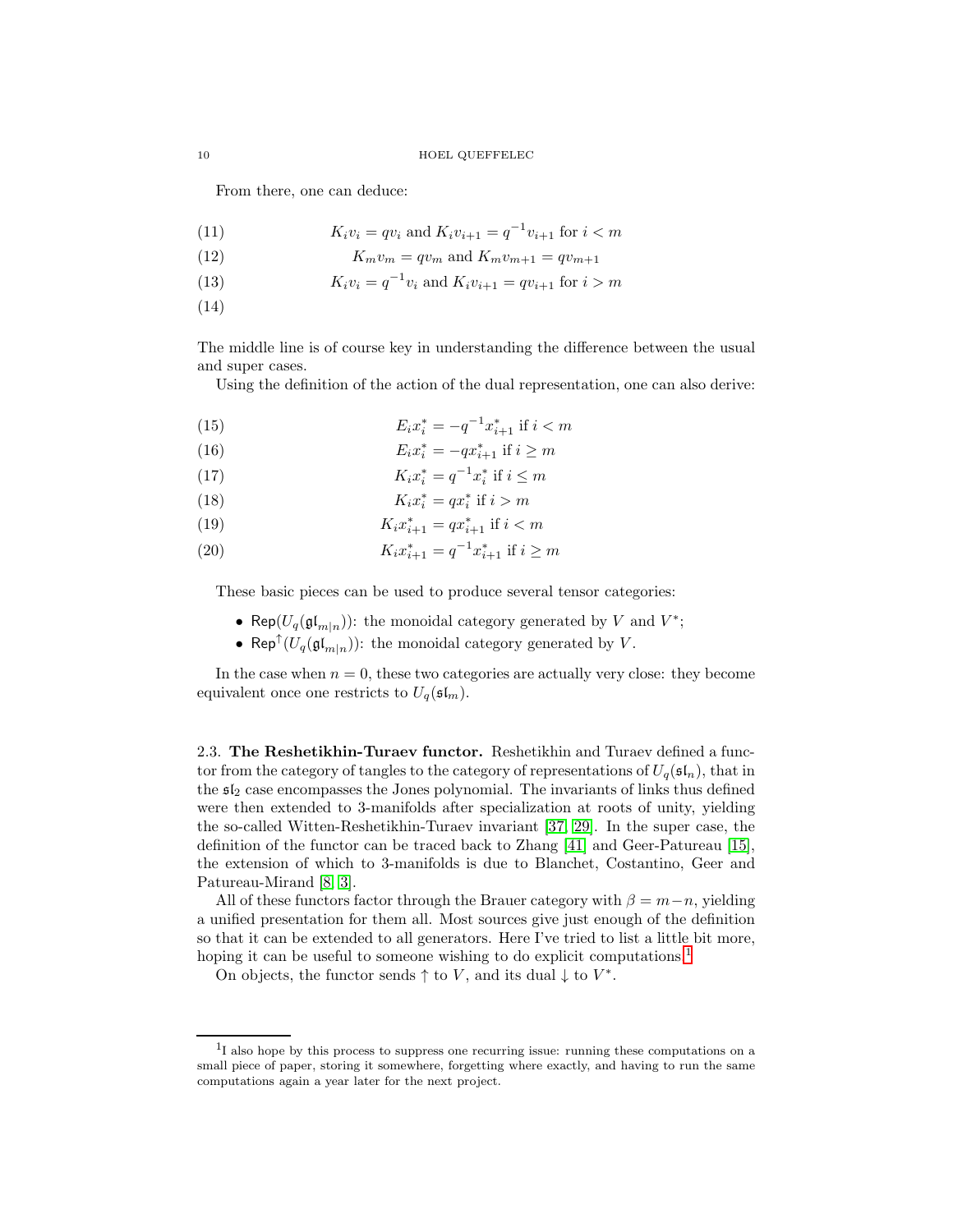From there, one can deduce:

$$K_i v_i = q v_i \text{ and } K_i v_{i+1} = q^{-1} v_{i+1} \text{ for } i < m \tag{11}$$

$$K_m v_m = q v_m \text{ and } K_m v_{m+1} = q v_{m+1} \tag{12}$$

$$K_i v_i = q^{-1} v_i \text{ and } K_i v_{i+1} = q v_{i+1} \text{ for } i > m \tag{13}$$

(14)

The middle line is of course key in understanding the difference between the usual and super cases.

Using the definition of the action of the dual representation, one can also derive:

$$E_i x_i^* = -q^{-1} x_{i+1}^* \text{ if } i < m \tag{15}$$

$$E_i x_i^* = -q x_{i+1}^* \text{ if } i \geq m \tag{16}$$

$$K_i x_i^* = q^{-1} x_i^* \text{ if } i \leq m \tag{17}$$

$$K_i x_i^* = q x_i^* \text{ if } i > m \tag{18}$$

$$K_i x_{i+1}^* = q x_{i+1}^* \text{ if } i < m \tag{19}$$

$$K_i x_{i+1}^* = q^{-1} x_{i+1}^* \text{ if } i \geq m \tag{20}$$

These basic pieces can be used to produce several tensor categories:

- $\mathsf{Rep}(U_q(\mathfrak{gl}_{m|n}))$: the monoidal category generated by $V$ and $V^*$;
- $\mathsf{Rep}^{\uparrow}(U_q(\mathfrak{gl}_{m|n}))$: the monoidal category generated by $V$.

In the case when $n = 0$, these two categories are actually very close: they become equivalent once one restricts to $U_q(\mathfrak{sl}_m)$.

### 2.3. The Reshetikhin-Turaev functor.

Reshetikhin and Turaev defined a functor from the category of tangles to the category of representations of $U_q(\mathfrak{sl}_n)$, that in the $\mathfrak{sl}_2$ case encompasses the Jones polynomial. The invariants of links thus defined were then extended to 3-manifolds after specialization at roots of unity, yielding the so-called Witten-Reshetikhin-Turaev invariant [37, 29]. In the super case, the definition of the functor can be traced back to Zhang [41] and Geer-Patureau [15], the extension of which to 3-manifolds is due to Blanchet, Costantino, Geer and Patureau-Mirand [8, 3].

All of these functors factor through the Brauer category with $\beta = m - n$, yielding a unified presentation for them all. Most sources give just enough of the definition so that it can be extended to all generators. Here I've tried to list a little bit more, hoping it can be useful to someone wishing to do explicit computations.[1]

On objects, the functor sends $\uparrow$ to $V$, and its dual $\downarrow$ to $V^*$.

[1] I also hope by this process to suppress one recurring issue: running these computations on a small piece of paper, storing it somewhere, forgetting where exactly, and having to run the same computations again a year later for the next project.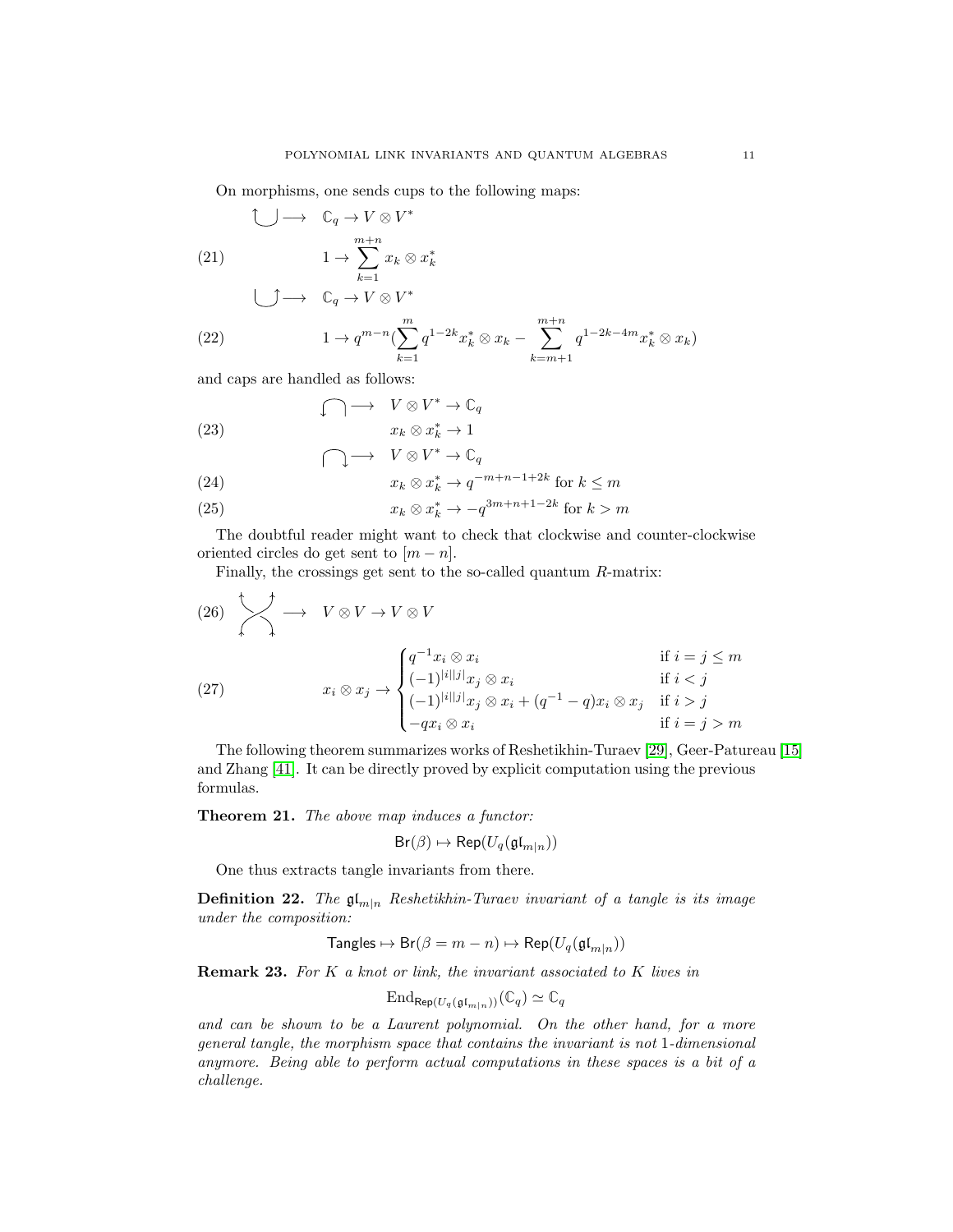On morphisms, one sends cups to the following maps:

$$\text{(cup, left strand up)} \longrightarrow \quad \mathbb{C}_q \to V \otimes V^*$$

$$1 \to \sum_{k=1}^{m+n} x_k \otimes x_k^* \tag{21}$$

$$\text{(cup, right strand up)} \longrightarrow \quad \mathbb{C}_q \to V \otimes V^*$$

$$1 \to q^{m-n}\Big(\sum_{k=1}^{m} q^{1-2k} x_k^* \otimes x_k - \sum_{k=m+1}^{m+n} q^{1-2k-4m} x_k^* \otimes x_k\Big) \tag{22}$$

and caps are handled as follows:

$$\text{(cap, left strand down)} \longrightarrow \quad V \otimes V^* \to \mathbb{C}_q$$

$$x_k \otimes x_k^* \to 1 \tag{23}$$

$$\text{(cap, right strand down)} \longrightarrow \quad V \otimes V^* \to \mathbb{C}_q$$

$$x_k \otimes x_k^* \to q^{-m+n-1+2k} \text{ for } k \leq m \tag{24}$$

$$x_k \otimes x_k^* \to -q^{3m+n+1-2k} \text{ for } k > m \tag{25}$$

The doubtful reader might want to check that clockwise and counter-clockwise oriented circles do get sent to $[m-n]$.

Finally, the crossings get sent to the so-called quantum $R$-matrix:

$$\text{(crossing)} \longrightarrow \quad V \otimes V \to V \otimes V \tag{26}$$

$$x_i \otimes x_j \to \begin{cases} q^{-1} x_i \otimes x_i & \text{if } i = j \leq m \\ (-1)^{|i||j|} x_j \otimes x_i & \text{if } i < j \\ (-1)^{|i||j|} x_j \otimes x_i + (q^{-1} - q) x_i \otimes x_j & \text{if } i > j \\ -q x_i \otimes x_i & \text{if } i = j > m \end{cases} \tag{27}$$

The following theorem summarizes works of Reshetikhin-Turaev [29], Geer-Patureau [15] and Zhang [41]. It can be directly proved by explicit computation using the previous formulas.

**Theorem 21.** *The above map induces a functor:*

$$\mathsf{Br}(\beta) \mapsto \mathsf{Rep}(U_q(\mathfrak{gl}_{m|n}))$$

One thus extracts tangle invariants from there.

**Definition 22.** *The $\mathfrak{gl}_{m|n}$ Reshetikhin-Turaev invariant of a tangle is its image under the composition:*

$$\mathsf{Tangles} \mapsto \mathsf{Br}(\beta = m-n) \mapsto \mathsf{Rep}(U_q(\mathfrak{gl}_{m|n}))$$

**Remark 23.** *For $K$ a knot or link, the invariant associated to $K$ lives in*

$$\mathrm{End}_{\mathsf{Rep}(U_q(\mathfrak{gl}_{m|n}))}(\mathbb{C}_q) \simeq \mathbb{C}_q$$

*and can be shown to be a Laurent polynomial. On the other hand, for a more general tangle, the morphism space that contains the invariant is not 1-dimensional anymore. Being able to perform actual computations in these spaces is a bit of a challenge.*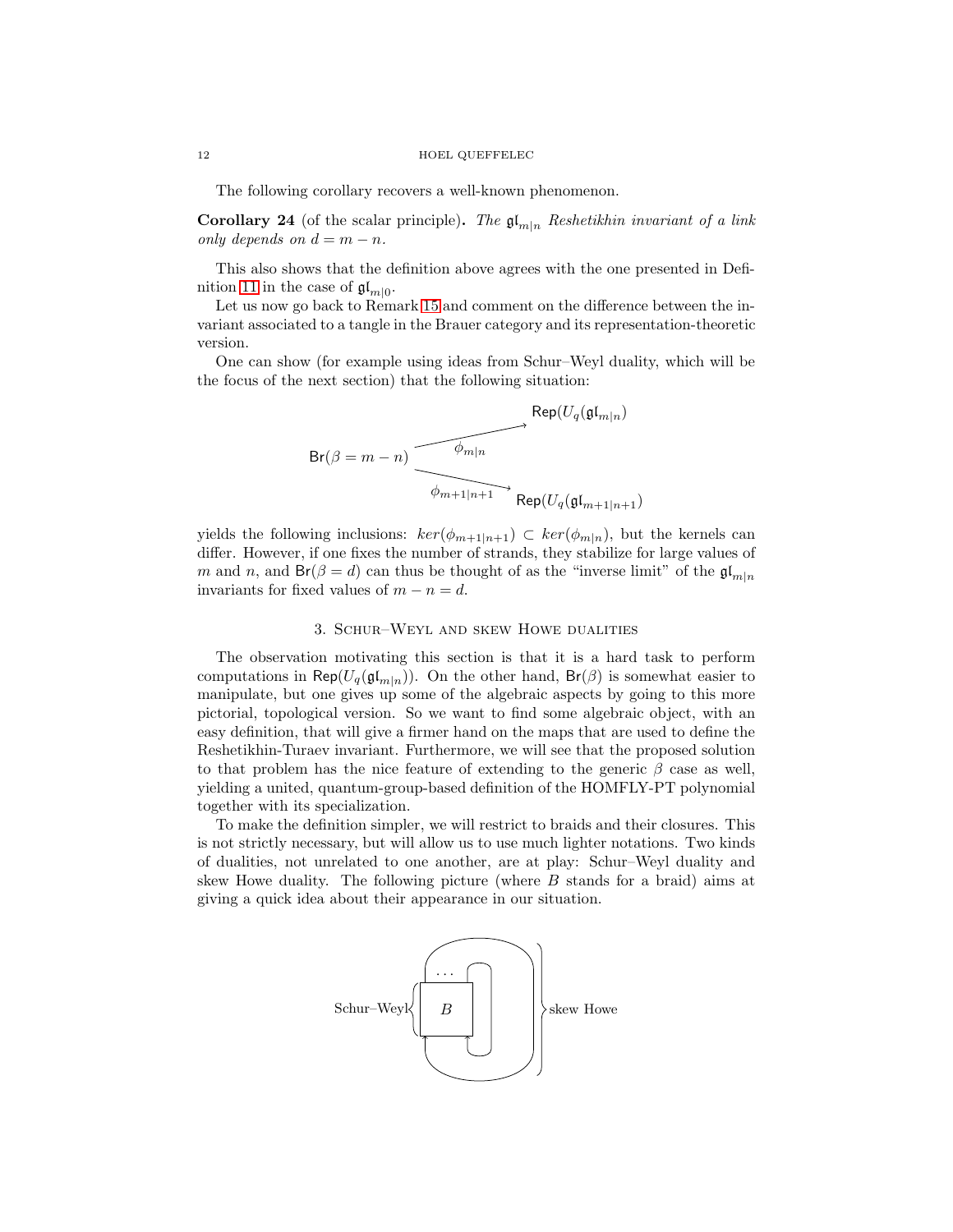The following corollary recovers a well-known phenomenon.

**Corollary 24** (of the scalar principle)**.** *The $\mathfrak{gl}_{m|n}$ Reshetikhin invariant of a link only depends on $d = m - n$.*

This also shows that the definition above agrees with the one presented in Definition 11 in the case of $\mathfrak{gl}_{m|0}$.

Let us now go back to Remark 15 and comment on the difference between the invariant associated to a tangle in the Brauer category and its representation-theoretic version.

One can show (for example using ideas from Schur–Weyl duality, which will be the focus of the next section) that the following situation:

$$\mathsf{Br}(\beta = m-n) \xrightarrow{\phi_{m|n}} \mathsf{Rep}(U_q(\mathfrak{gl}_{m|n}) \qquad \mathsf{Br}(\beta = m-n) \xrightarrow{\phi_{m+1|n+1}} \mathsf{Rep}(U_q(\mathfrak{gl}_{m+1|n+1})$$

yields the following inclusions: $ker(\phi_{m+1|n+1}) \subset ker(\phi_{m|n})$, but the kernels can differ. However, if one fixes the number of strands, they stabilize for large values of $m$ and $n$, and $\mathsf{Br}(\beta = d)$ can thus be thought of as the "inverse limit" of the $\mathfrak{gl}_{m|n}$ invariants for fixed values of $m - n = d$.

## 3. Schur–Weyl and skew Howe dualities

The observation motivating this section is that it is a hard task to perform computations in $\mathsf{Rep}(U_q(\mathfrak{gl}_{m|n}))$. On the other hand, $\mathsf{Br}(\beta)$ is somewhat easier to manipulate, but one gives up some of the algebraic aspects by going to this more pictorial, topological version. So we want to find some algebraic object, with an easy definition, that will give a firmer hand on the maps that are used to define the Reshetikhin-Turaev invariant. Furthermore, we will see that the proposed solution to that problem has the nice feature of extending to the generic $\beta$ case as well, yielding a united, quantum-group-based definition of the HOMFLY-PT polynomial together with its specialization.

To make the definition simpler, we will restrict to braids and their closures. This is not strictly necessary, but will allow us to use much lighter notations. Two kinds of dualities, not unrelated to one another, are at play: Schur–Weyl duality and skew Howe duality. The following picture (where $B$ stands for a braid) aims at giving a quick idea about their appearance in our situation.

Schur–Weyl $\{$ $B$ $\}$ skew Howe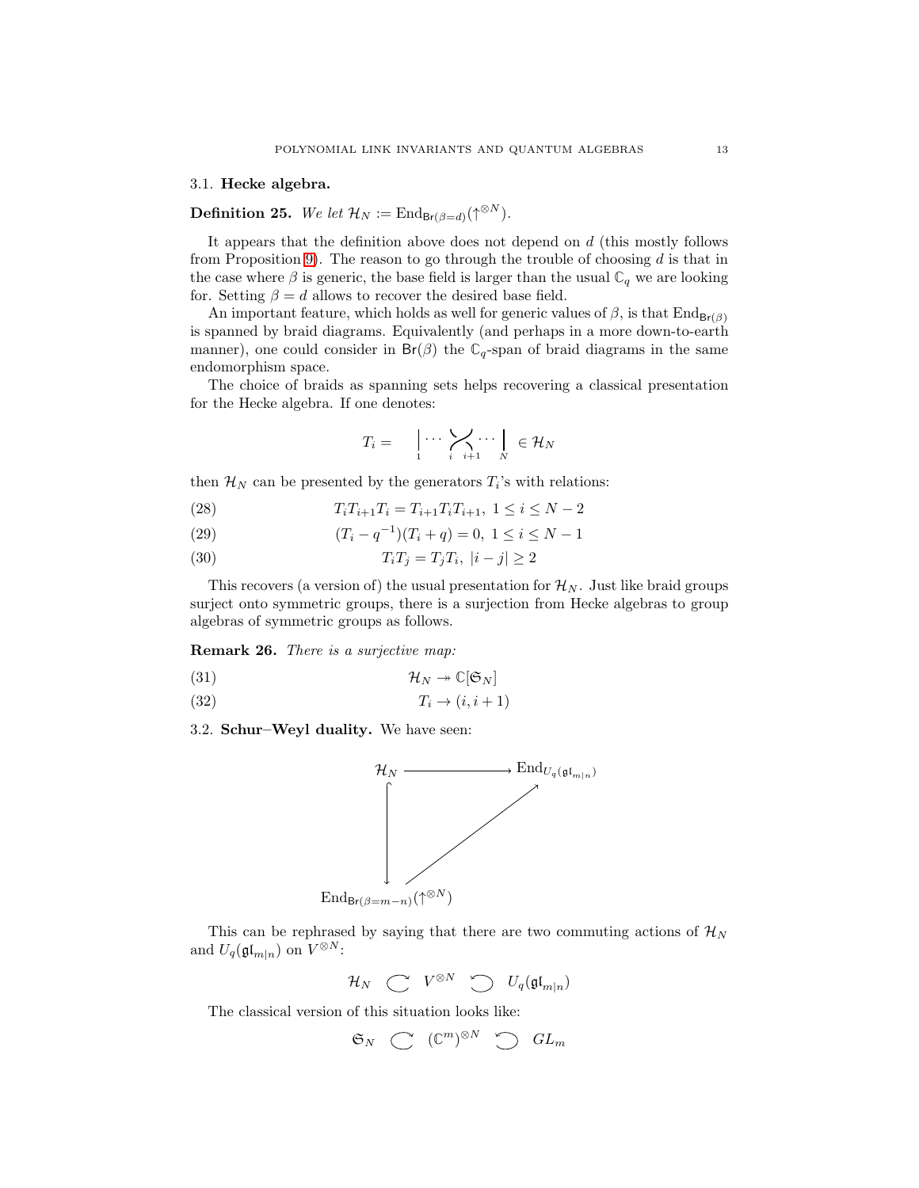### 3.1. **Hecke algebra.**

**Definition 25.** *We let $\mathcal{H}_N := \mathrm{End}_{\mathsf{Br}(\beta=d)}(\uparrow^{\otimes N})$.*

It appears that the definition above does not depend on $d$ (this mostly follows from Proposition 9). The reason to go through the trouble of choosing $d$ is that in the case where $\beta$ is generic, the base field is larger than the usual $\mathbb{C}_q$ we are looking for. Setting $\beta = d$ allows to recover the desired base field.

An important feature, which holds as well for generic values of $\beta$, is that $\mathrm{End}_{\mathsf{Br}(\beta)}$ is spanned by braid diagrams. Equivalently (and perhaps in a more down-to-earth manner), one could consider in $\mathsf{Br}(\beta)$ the $\mathbb{C}_q$-span of braid diagrams in the same endomorphism space.

The choice of braids as spanning sets helps recovering a classical presentation for the Hecke algebra. If one denotes:

$$T_i = \quad \Big|_{1} \cdots \diagup\!\!\!\!\diagdown_{\,i\;\; i+1} \cdots \Big|_{N} \quad \in \mathcal{H}_N$$

then $\mathcal{H}_N$ can be presented by the generators $T_i$'s with relations:

$$T_iT_{i+1}T_i = T_{i+1}T_iT_{i+1},\ 1 \leq i \leq N-2 \tag{28}$$

$$(T_i - q^{-1})(T_i + q) = 0,\ 1 \leq i \leq N-1 \tag{29}$$

$$T_iT_j = T_jT_i,\ |i-j| \geq 2 \tag{30}$$

This recovers (a version of) the usual presentation for $\mathcal{H}_N$. Just like braid groups surject onto symmetric groups, there is a surjection from Hecke algebras to group algebras of symmetric groups as follows.

**Remark 26.** *There is a surjective map:*

$$\mathcal{H}_N \twoheadrightarrow \mathbb{C}[\mathfrak{S}_N] \tag{31}$$

$$T_i \to (i, i+1) \tag{32}$$

### 3.2. **Schur–Weyl duality.**

We have seen:

$$\begin{array}{ccc} \mathcal{H}_N & \longrightarrow & \mathrm{End}_{U_q(\mathfrak{gl}_{m|n})} \\ \big\downarrow & \nearrow & \\ \mathrm{End}_{\mathsf{Br}(\beta=m-n)}(\uparrow^{\otimes N}) & & \end{array}$$

This can be rephrased by saying that there are two commuting actions of $\mathcal{H}_N$ and $U_q(\mathfrak{gl}_{m|n})$ on $V^{\otimes N}$:

$$\mathcal{H}_N \quad \circlearrowright \quad V^{\otimes N} \quad \circlearrowleft \quad U_q(\mathfrak{gl}_{m|n})$$

The classical version of this situation looks like:

$$\mathfrak{S}_N \quad \circlearrowright \quad (\mathbb{C}^m)^{\otimes N} \quad \circlearrowleft \quad GL_m$$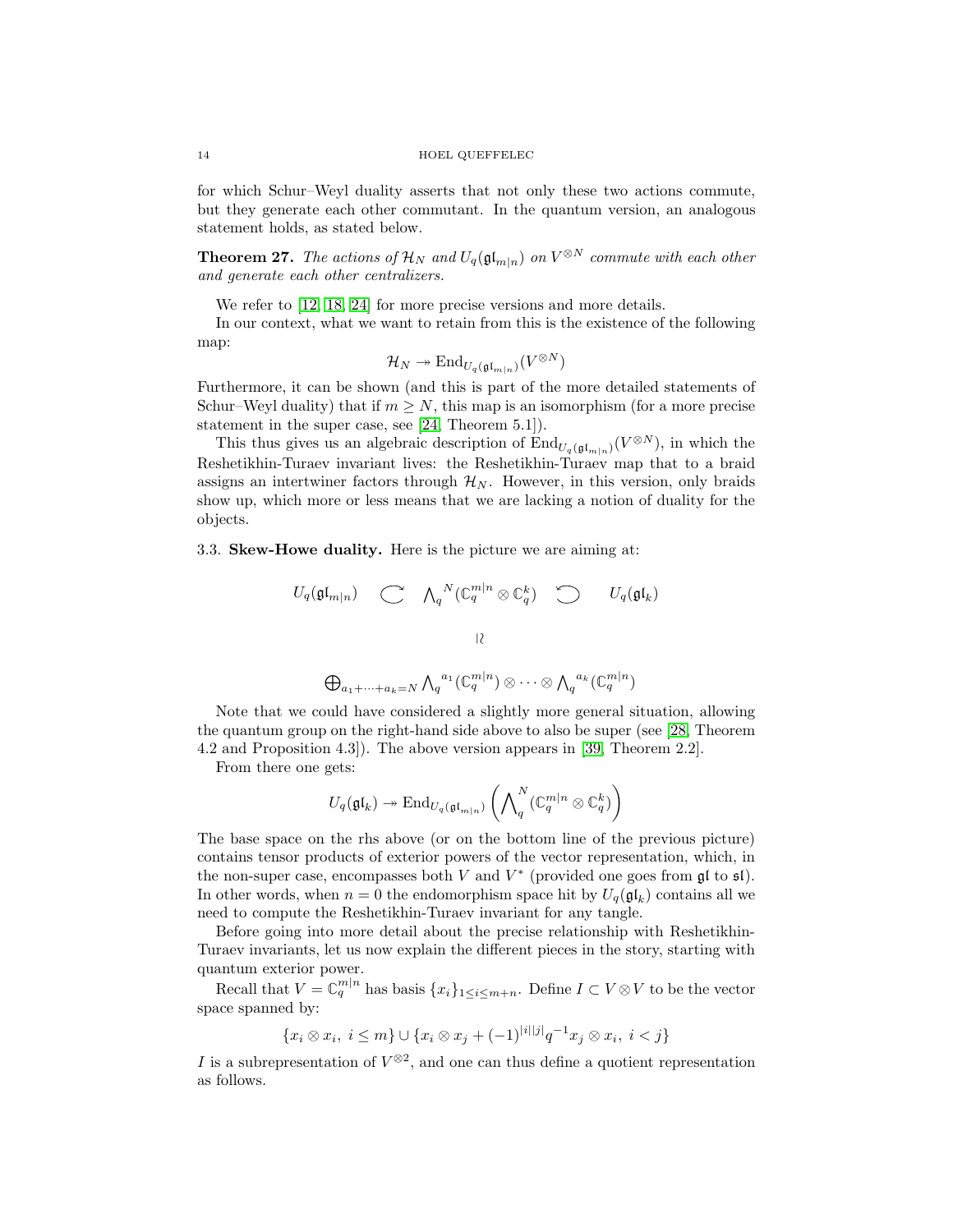for which Schur–Weyl duality asserts that not only these two actions commute, but they generate each other commutant. In the quantum version, an analogous statement holds, as stated below.

**Theorem 27.** *The actions of $\mathcal{H}_N$ and $U_q(\mathfrak{gl}_{m|n})$ on $V^{\otimes N}$ commute with each other and generate each other centralizers.*

We refer to [12, 18, 24] for more precise versions and more details.

In our context, what we want to retain from this is the existence of the following map:

$$\mathcal{H}_N \twoheadrightarrow \mathrm{End}_{U_q(\mathfrak{gl}_{m|n})}(V^{\otimes N})$$

Furthermore, it can be shown (and this is part of the more detailed statements of Schur–Weyl duality) that if $m \geq N$, this map is an isomorphism (for a more precise statement in the super case, see [24, Theorem 5.1]).

This thus gives us an algebraic description of $\mathrm{End}_{U_q(\mathfrak{gl}_{m|n})}(V^{\otimes N})$, in which the Reshetikhin-Turaev invariant lives: the Reshetikhin-Turaev map that to a braid assigns an intertwiner factors through $\mathcal{H}_N$. However, in this version, only braids show up, which more or less means that we are lacking a notion of duality for the objects.

### 3.3. Skew-Howe duality.

Here is the picture we are aiming at:

$$U_q(\mathfrak{gl}_{m|n}) \quad \circlearrowright \quad {\textstyle\bigwedge_q}^N(\mathbb{C}_q^{m|n} \otimes \mathbb{C}_q^k) \quad \circlearrowleft \quad U_q(\mathfrak{gl}_k)$$

$$\wr|$$

$$\bigoplus_{a_1+\cdots+a_k=N} {\textstyle\bigwedge_q}^{a_1}(\mathbb{C}_q^{m|n}) \otimes \cdots \otimes {\textstyle\bigwedge_q}^{a_k}(\mathbb{C}_q^{m|n})$$

Note that we could have considered a slightly more general situation, allowing the quantum group on the right-hand side above to also be super (see [28, Theorem 4.2 and Proposition 4.3]). The above version appears in [39, Theorem 2.2].

From there one gets:

$$U_q(\mathfrak{gl}_k) \twoheadrightarrow \mathrm{End}_{U_q(\mathfrak{gl}_{m|n})}\left({\textstyle\bigwedge_q}^N(\mathbb{C}_q^{m|n} \otimes \mathbb{C}_q^k)\right)$$

The base space on the rhs above (or on the bottom line of the previous picture) contains tensor products of exterior powers of the vector representation, which, in the non-super case, encompasses both $V$ and $V^*$ (provided one goes from $\mathfrak{gl}$ to $\mathfrak{sl}$). In other words, when $n = 0$ the endomorphism space hit by $U_q(\mathfrak{gl}_k)$ contains all we need to compute the Reshetikhin-Turaev invariant for any tangle.

Before going into more detail about the precise relationship with Reshetikhin-Turaev invariants, let us now explain the different pieces in the story, starting with quantum exterior power.

Recall that $V = \mathbb{C}_q^{m|n}$ has basis $\{x_i\}_{1 \leq i \leq m+n}$. Define $I \subset V \otimes V$ to be the vector space spanned by:

$$\{x_i \otimes x_i,\ i \leq m\} \cup \{x_i \otimes x_j + (-1)^{|i||j|} q^{-1} x_j \otimes x_i,\ i < j\}$$

$I$ is a subrepresentation of $V^{\otimes 2}$, and one can thus define a quotient representation as follows.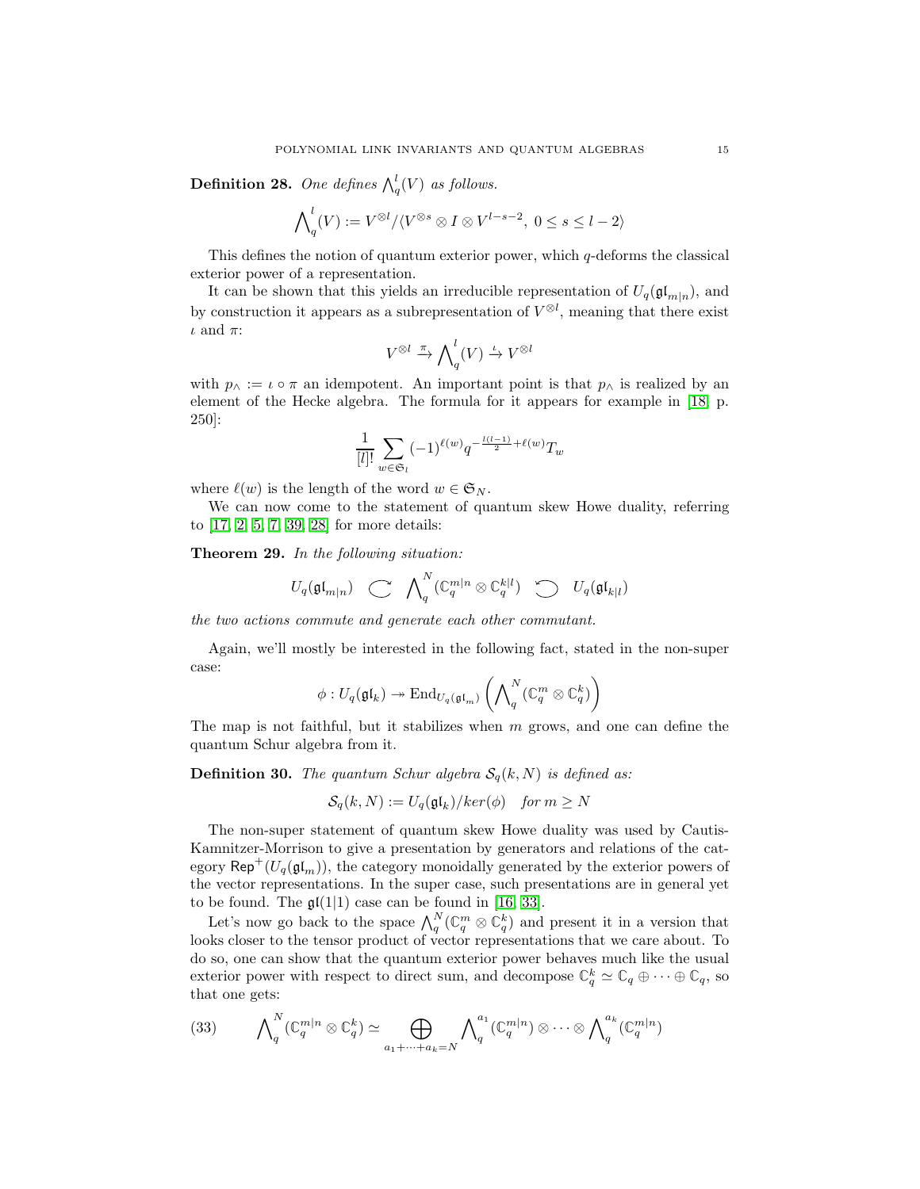**Definition 28.** *One defines $\bigwedge_q^l(V)$ as follows.*

$$\bigwedge_q^l(V) := V^{\otimes l}/\langle V^{\otimes s} \otimes I \otimes V^{l-s-2},\ 0 \leq s \leq l-2\rangle$$

This defines the notion of quantum exterior power, which $q$-deforms the classical exterior power of a representation.

It can be shown that this yields an irreducible representation of $U_q(\mathfrak{gl}_{m|n})$, and by construction it appears as a subrepresentation of $V^{\otimes l}$, meaning that there exist $\iota$ and $\pi$:

$$V^{\otimes l} \xrightarrow{\pi} \bigwedge_q^l(V) \xrightarrow{\iota} V^{\otimes l}$$

with $p_\wedge := \iota \circ \pi$ an idempotent. An important point is that $p_\wedge$ is realized by an element of the Hecke algebra. The formula for it appears for example in [18, p. 250]:

$$\frac{1}{[l]!}\sum_{w\in\mathfrak{S}_l}(-1)^{\ell(w)}q^{-\frac{l(l-1)}{2}+\ell(w)}T_w$$

where $\ell(w)$ is the length of the word $w \in \mathfrak{S}_N$.

We can now come to the statement of quantum skew Howe duality, referring to [17, 2, 5, 7, 39, 28] for more details:

**Theorem 29.** *In the following situation:*

$$U_q(\mathfrak{gl}_{m|n}) \quad \circlearrowright \quad \bigwedge_q^N(\mathbb{C}_q^{m|n}\otimes\mathbb{C}_q^{k|l}) \quad \circlearrowleft \quad U_q(\mathfrak{gl}_{k|l})$$

*the two actions commute and generate each other commutant.*

Again, we'll mostly be interested in the following fact, stated in the non-super case:

$$\phi : U_q(\mathfrak{gl}_k) \twoheadrightarrow \mathrm{End}_{U_q(\mathfrak{gl}_m)}\left(\bigwedge_q^N(\mathbb{C}_q^m\otimes\mathbb{C}_q^k)\right)$$

The map is not faithful, but it stabilizes when $m$ grows, and one can define the quantum Schur algebra from it.

**Definition 30.** *The quantum Schur algebra $\mathcal{S}_q(k,N)$ is defined as:*

$$\mathcal{S}_q(k,N) := U_q(\mathfrak{gl}_k)/ker(\phi) \quad \text{for } m \geq N$$

The non-super statement of quantum skew Howe duality was used by Cautis-Kamnitzer-Morrison to give a presentation by generators and relations of the category $\mathsf{Rep}^+(U_q(\mathfrak{gl}_m))$, the category monoidally generated by the exterior powers of the vector representations. In the super case, such presentations are in general yet to be found. The $\mathfrak{gl}(1|1)$ case can be found in [16, 33].

Let's now go back to the space $\bigwedge_q^N(\mathbb{C}_q^m\otimes\mathbb{C}_q^k)$ and present it in a version that looks closer to the tensor product of vector representations that we care about. To do so, one can show that the quantum exterior power behaves much like the usual exterior power with respect to direct sum, and decompose $\mathbb{C}_q^k \simeq \mathbb{C}_q\oplus\cdots\oplus\mathbb{C}_q$, so that one gets:

$$\bigwedge_q^N(\mathbb{C}_q^{m|n}\otimes\mathbb{C}_q^k) \simeq \bigoplus_{a_1+\cdots+a_k=N}\bigwedge_q^{a_1}(\mathbb{C}_q^{m|n})\otimes\cdots\otimes\bigwedge_q^{a_k}(\mathbb{C}_q^{m|n}) \tag{33}$$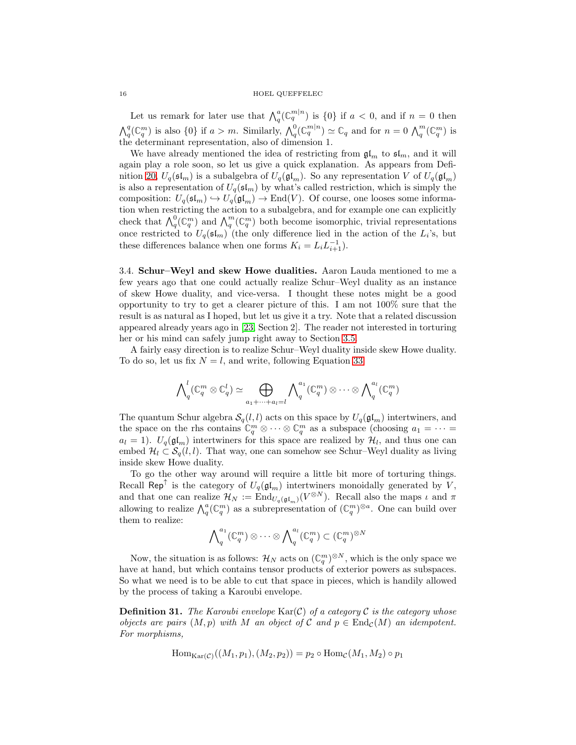Let us remark for later use that $\bigwedge_q^a(\mathbb{C}_q^{m|n})$ is $\{0\}$ if $a<0$, and if $n=0$ then $\bigwedge_q^a(\mathbb{C}_q^m)$ is also $\{0\}$ if $a>m$. Similarly, $\bigwedge_q^0(\mathbb{C}_q^{m|n}) \simeq \mathbb{C}_q$ and for $n=0$ $\bigwedge_q^m(\mathbb{C}_q^m)$ is the determinant representation, also of dimension 1.

We have already mentioned the idea of restricting from $\mathfrak{gl}_m$ to $\mathfrak{sl}_m$, and it will again play a role soon, so let us give a quick explanation. As appears from Definition 20, $U_q(\mathfrak{sl}_m)$ is a subalgebra of $U_q(\mathfrak{gl}_m)$. So any representation $V$ of $U_q(\mathfrak{gl}_m)$ is also a representation of $U_q(\mathfrak{sl}_m)$ by what's called restriction, which is simply the composition: $U_q(\mathfrak{sl}_m) \hookrightarrow U_q(\mathfrak{gl}_m) \to \mathrm{End}(V)$. Of course, one looses some information when restricting the action to a subalgebra, and for example one can explicitly check that $\bigwedge_q^0(\mathbb{C}_q^m)$ and $\bigwedge_q^m(\mathbb{C}_q^m)$ both become isomorphic, trivial representations once restricted to $U_q(\mathfrak{sl}_m)$ (the only difference lied in the action of the $L_i$'s, but these differences balance when one forms $K_i = L_i L_{i+1}^{-1}$).

### 3.4. Schur–Weyl and skew Howe dualities.

Aaron Lauda mentioned to me a few years ago that one could actually realize Schur–Weyl duality as an instance of skew Howe duality, and vice-versa. I thought these notes might be a good opportunity to try to get a clearer picture of this. I am not 100% sure that the result is as natural as I hoped, but let us give it a try. Note that a related discussion appeared already years ago in [23, Section 2]. The reader not interested in torturing her or his mind can safely jump right away to Section 3.5.

A fairly easy direction is to realize Schur–Weyl duality inside skew Howe duality. To do so, let us fix $N=l$, and write, following Equation 33:

$$\bigwedge\nolimits_q^l(\mathbb{C}_q^m \otimes \mathbb{C}_q^l) \simeq \bigoplus_{a_1+\cdots+a_l=l} \bigwedge\nolimits_q^{a_1}(\mathbb{C}_q^m) \otimes \cdots \otimes \bigwedge\nolimits_q^{a_l}(\mathbb{C}_q^m)$$

The quantum Schur algebra $\mathcal{S}_q(l,l)$ acts on this space by $U_q(\mathfrak{gl}_m)$ intertwiners, and the space on the rhs contains $\mathbb{C}_q^m \otimes \cdots \otimes \mathbb{C}_q^m$ as a subspace (choosing $a_1 = \cdots = a_l = 1$). $U_q(\mathfrak{gl}_m)$ intertwiners for this space are realized by $\mathcal{H}_l$, and thus one can embed $\mathcal{H}_l \subset \mathcal{S}_q(l,l)$. That way, one can somehow see Schur–Weyl duality as living inside skew Howe duality.

To go the other way around will require a little bit more of torturing things. Recall $\mathsf{Rep}^{\uparrow}$ is the category of $U_q(\mathfrak{gl}_m)$ intertwiners monoidally generated by $V$, and that one can realize $\mathcal{H}_N := \mathrm{End}_{U_q(\mathfrak{gl}_m)}(V^{\otimes N})$. Recall also the maps $\iota$ and $\pi$ allowing to realize $\bigwedge_q^a(\mathbb{C}_q^m)$ as a subrepresentation of $(\mathbb{C}_q^m)^{\otimes a}$. One can build over them to realize:

$$\bigwedge\nolimits_q^{a_1}(\mathbb{C}_q^m) \otimes \cdots \otimes \bigwedge\nolimits_q^{a_l}(\mathbb{C}_q^m) \subset (\mathbb{C}_q^m)^{\otimes N}$$

Now, the situation is as follows: $\mathcal{H}_N$ acts on $(\mathbb{C}_q^m)^{\otimes N}$, which is the only space we have at hand, but which contains tensor products of exterior powers as subspaces. So what we need is to be able to cut that space in pieces, which is handily allowed by the process of taking a Karoubi envelope.

**Definition 31.** *The Karoubi envelope $\mathrm{Kar}(\mathcal{C})$ of a category $\mathcal{C}$ is the category whose objects are pairs $(M,p)$ with $M$ an object of $\mathcal{C}$ and $p \in \mathrm{End}_{\mathcal{C}}(M)$ an idempotent. For morphisms,*

$$\mathrm{Hom}_{\mathrm{Kar}(\mathcal{C})}((M_1,p_1),(M_2,p_2)) = p_2 \circ \mathrm{Hom}_{\mathcal{C}}(M_1,M_2) \circ p_1$$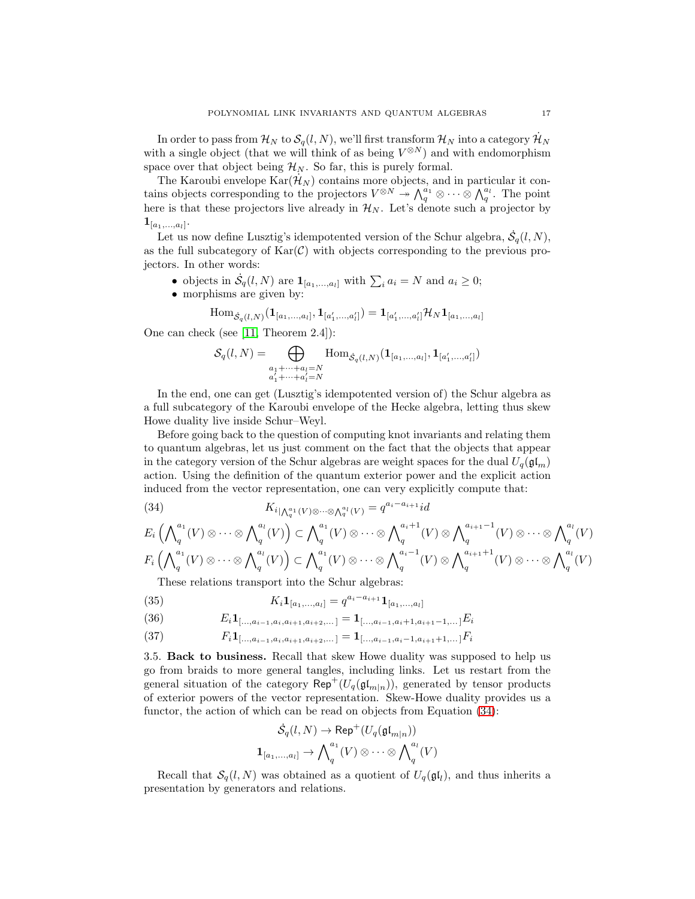In order to pass from $\mathcal{H}_N$ to $\mathcal{S}_q(l,N)$, we'll first transform $\mathcal{H}_N$ into a category $\dot{\mathcal{H}}_N$ with a single object (that we will think of as being $V^{\otimes N}$) and with endomorphism space over that object being $\mathcal{H}_N$. So far, this is purely formal.

The Karoubi envelope $\mathrm{Kar}(\dot{\mathcal{H}}_N)$ contains more objects, and in particular it contains objects corresponding to the projectors $V^{\otimes N} \twoheadrightarrow \bigwedge_q^{a_1} \otimes \cdots \otimes \bigwedge_q^{a_l}$. The point here is that these projectors live already in $\mathcal{H}_N$. Let's denote such a projector by $\mathbf{1}_{[a_1,\dots,a_l]}$.

Let us now define Lusztig's idempotented version of the Schur algebra, $\dot{\mathcal{S}}_q(l,N)$, as the full subcategory of $\mathrm{Kar}(\mathcal{C})$ with objects corresponding to the previous projectors. In other words:

- objects in $\dot{\mathcal{S}}_q(l,N)$ are $\mathbf{1}_{[a_1,\dots,a_l]}$ with $\sum_i a_i = N$ and $a_i \geq 0$;
- morphisms are given by:

$$\mathrm{Hom}_{\dot{\mathcal{S}}_q(l,N)}(\mathbf{1}_{[a_1,\dots,a_l]}, \mathbf{1}_{[a'_1,\dots,a'_l]}) = \mathbf{1}_{[a'_1,\dots,a'_l]}\mathcal{H}_N\mathbf{1}_{[a_1,\dots,a_l]}$$

One can check (see [11, Theorem 2.4]):

$$\mathcal{S}_q(l,N) = \bigoplus_{\substack{a_1+\cdots+a_l=N \\ a'_1+\cdots+a'_l=N}} \mathrm{Hom}_{\dot{\mathcal{S}}_q(l,N)}(\mathbf{1}_{[a_1,\dots,a_l]}, \mathbf{1}_{[a'_1,\dots,a'_l]})$$

In the end, one can get (Lusztig's idempotented version of) the Schur algebra as a full subcategory of the Karoubi envelope of the Hecke algebra, letting thus skew Howe duality live inside Schur–Weyl.

Before going back to the question of computing knot invariants and relating them to quantum algebras, let us just comment on the fact that the objects that appear in the category version of the Schur algebras are weight spaces for the dual $U_q(\mathfrak{gl}_m)$ action. Using the definition of the quantum exterior power and the explicit action induced from the vector representation, one can very explicitly compute that:

$$K_{i|\bigwedge_q^{a_1}(V)\otimes\cdots\otimes\bigwedge_q^{a_l}(V)} = q^{a_i-a_{i+1}} id \tag{34}$$

$$E_i\left(\bigwedge\nolimits_q^{a_1}(V)\otimes\cdots\otimes\bigwedge\nolimits_q^{a_l}(V)\right) \subset \bigwedge\nolimits_q^{a_1}(V)\otimes\cdots\otimes\bigwedge\nolimits_q^{a_i+1}(V)\otimes\bigwedge\nolimits_q^{a_{i+1}-1}(V)\otimes\cdots\otimes\bigwedge\nolimits_q^{a_l}(V)$$

$$F_i\left(\bigwedge\nolimits_q^{a_1}(V)\otimes\cdots\otimes\bigwedge\nolimits_q^{a_l}(V)\right) \subset \bigwedge\nolimits_q^{a_1}(V)\otimes\cdots\otimes\bigwedge\nolimits_q^{a_i-1}(V)\otimes\bigwedge\nolimits_q^{a_{i+1}+1}(V)\otimes\cdots\otimes\bigwedge\nolimits_q^{a_l}(V)$$

These relations transport into the Schur algebras:

$$K_i\mathbf{1}_{[a_1,\dots,a_l]} = q^{a_i-a_{i+1}}\mathbf{1}_{[a_1,\dots,a_l]} \tag{35}$$

$$E_i\mathbf{1}_{[\dots,a_{i-1},a_i,a_{i+1},a_{i+2},\dots]} = \mathbf{1}_{[\dots,a_{i-1},a_i+1,a_{i+1}-1,\dots]}E_i \tag{36}$$

$$F_i\mathbf{1}_{[\dots,a_{i-1},a_i,a_{i+1},a_{i+2},\dots]} = \mathbf{1}_{[\dots,a_{i-1},a_i-1,a_{i+1}+1,\dots]}F_i \tag{37}$$

**3.5. Back to business.** Recall that skew Howe duality was supposed to help us go from braids to more general tangles, including links. Let us restart from the general situation of the category $\mathsf{Rep}^+(U_q(\mathfrak{gl}_{m|n}))$, generated by tensor products of exterior powers of the vector representation. Skew-Howe duality provides us a functor, the action of which can be read on objects from Equation (34):

$$\dot{\mathcal{S}}_q(l,N) \to \mathsf{Rep}^+(U_q(\mathfrak{gl}_{m|n}))$$
$$\mathbf{1}_{[a_1,\dots,a_l]} \to \bigwedge\nolimits_q^{a_1}(V)\otimes\cdots\otimes\bigwedge\nolimits_q^{a_l}(V)$$

Recall that $\mathcal{S}_q(l,N)$ was obtained as a quotient of $U_q(\mathfrak{gl}_l)$, and thus inherits a presentation by generators and relations.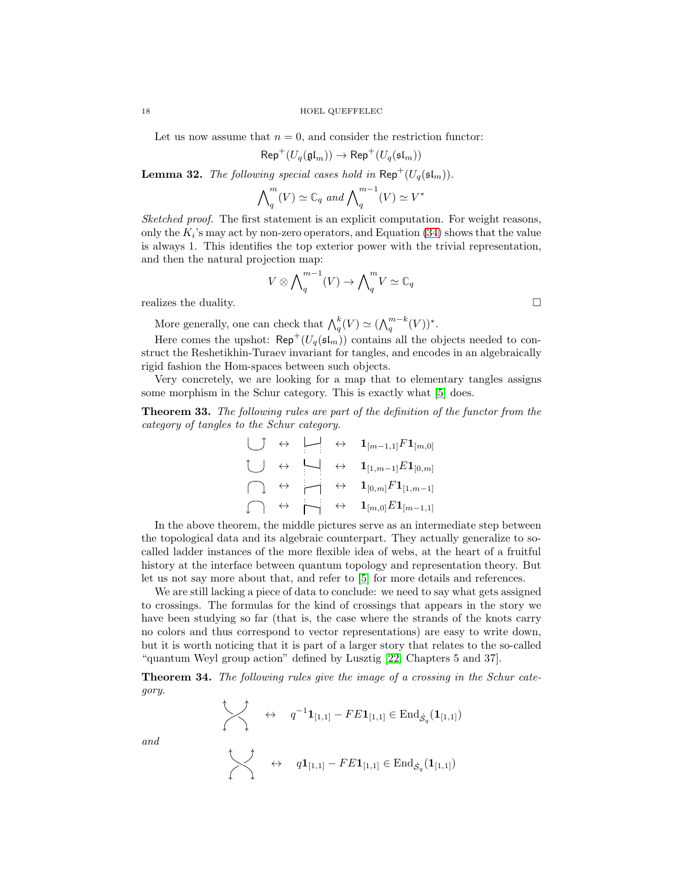Let us now assume that $n = 0$, and consider the restriction functor:

$$\mathsf{Rep}^+(U_q(\mathfrak{gl}_m)) \to \mathsf{Rep}^+(U_q(\mathfrak{sl}_m))$$

**Lemma 32.** *The following special cases hold in* $\mathsf{Rep}^+(U_q(\mathfrak{sl}_m))$.

$$\bigwedge\nolimits_q^m(V) \simeq \mathbb{C}_q \text{ and } \bigwedge\nolimits_q^{m-1}(V) \simeq V^*$$

*Sketched proof.* The first statement is an explicit computation. For weight reasons, only the $K_i$'s may act by non-zero operators, and Equation (34) shows that the value is always 1. This identifies the top exterior power with the trivial representation, and then the natural projection map:

$$V \otimes \bigwedge\nolimits_q^{m-1}(V) \to \bigwedge\nolimits_q^m V \simeq \mathbb{C}_q$$

realizes the duality. □

More generally, one can check that $\bigwedge_q^k(V) \simeq (\bigwedge_q^{m-k}(V))^*$.

Here comes the upshot: $\mathsf{Rep}^+(U_q(\mathfrak{sl}_m))$ contains all the objects needed to construct the Reshetikhin-Turaev invariant for tangles, and encodes in an algebraically rigid fashion the Hom-spaces between such objects.

Very concretely, we are looking for a map that to elementary tangles assigns some morphism in the Schur category. This is exactly what [5] does.

**Theorem 33.** *The following rules are part of the definition of the functor from the category of tangles to the Schur category.*

$$\text{(cup)} \leftrightarrow \text{(ladder)} \leftrightarrow \mathbf{1}_{[m-1,1]}F\mathbf{1}_{[m,0]}$$

$$\text{(cup)} \leftrightarrow \text{(ladder)} \leftrightarrow \mathbf{1}_{[1,m-1]}E\mathbf{1}_{[0,m]}$$

$$\text{(cap)} \leftrightarrow \text{(ladder)} \leftrightarrow \mathbf{1}_{[0,m]}F\mathbf{1}_{[1,m-1]}$$

$$\text{(cap)} \leftrightarrow \text{(ladder)} \leftrightarrow \mathbf{1}_{[m,0]}E\mathbf{1}_{[m-1,1]}$$

In the above theorem, the middle pictures serve as an intermediate step between the topological data and its algebraic counterpart. They actually generalize to so-called ladder instances of the more flexible idea of webs, at the heart of a fruitful history at the interface between quantum topology and representation theory. But let us not say more about that, and refer to [5] for more details and references.

We are still lacking a piece of data to conclude: we need to say what gets assigned to crossings. The formulas for the kind of crossings that appears in the story we have been studying so far (that is, the case where the strands of the knots carry no colors and thus correspond to vector representations) are easy to write down, but it is worth noticing that it is part of a larger story that relates to the so-called "quantum Weyl group action" defined by Lusztig [22, Chapters 5 and 37].

**Theorem 34.** *The following rules give the image of a crossing in the Schur category.*

$$\text{(crossing)} \leftrightarrow \quad q^{-1}\mathbf{1}_{[1,1]} - FE\mathbf{1}_{[1,1]} \in \mathrm{End}_{\dot{\mathcal{S}}_q}(\mathbf{1}_{[1,1]})$$

*and*

$$\text{(crossing)} \leftrightarrow \quad q\mathbf{1}_{[1,1]} - FE\mathbf{1}_{[1,1]} \in \mathrm{End}_{\dot{\mathcal{S}}_q}(\mathbf{1}_{[1,1]})$$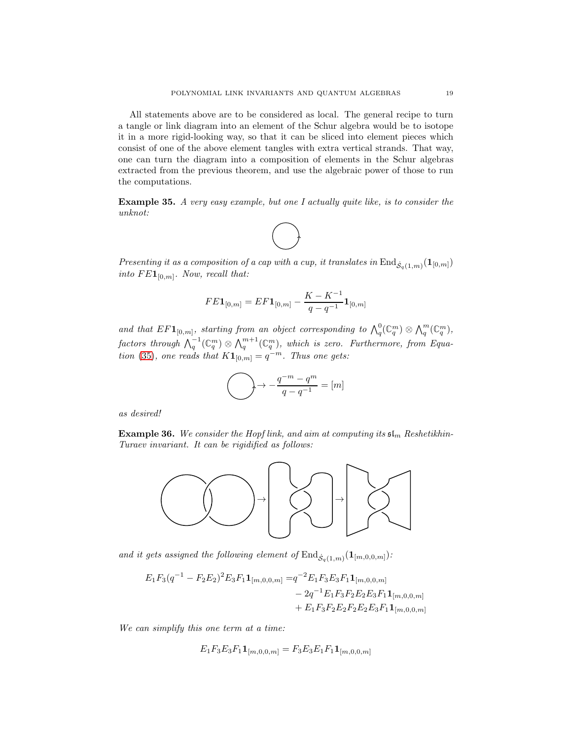All statements above are to be considered as local. The general recipe to turn a tangle or link diagram into an element of the Schur algebra would be to isotope it in a more rigid-looking way, so that it can be sliced into element pieces which consist of one of the above element tangles with extra vertical strands. That way, one can turn the diagram into a composition of elements in the Schur algebras extracted from the previous theorem, and use the algebraic power of those to run the computations.

**Example 35.** *A very easy example, but one I actually quite like, is to consider the unknot:*

*Presenting it as a composition of a cap with a cup, it translates in* $\mathrm{End}_{\dot{\mathcal{S}}_q(1,m)}(\mathbf{1}_{[0,m]})$ *into* $FE\mathbf{1}_{[0,m]}$*. Now, recall that:*

$$FE\mathbf{1}_{[0,m]} = EF\mathbf{1}_{[0,m]} - \frac{K-K^{-1}}{q-q^{-1}}\mathbf{1}_{[0,m]}$$

*and that* $EF\mathbf{1}_{[0,m]}$*, starting from an object corresponding to* $\bigwedge_q^0(\mathbb{C}_q^m)\otimes\bigwedge_q^m(\mathbb{C}_q^m)$*, factors through* $\bigwedge_q^{-1}(\mathbb{C}_q^m)\otimes\bigwedge_q^{m+1}(\mathbb{C}_q^m)$*, which is zero. Furthermore, from Equation (35), one reads that* $K\mathbf{1}_{[0,m]} = q^{-m}$*. Thus one gets:*

$$\bigcirc \to -\frac{q^{-m}-q^m}{q-q^{-1}} = [m]$$

*as desired!*

**Example 36.** *We consider the Hopf link, and aim at computing its* $\mathfrak{sl}_m$ *Reshetikhin-Turaev invariant. It can be rigidified as follows:*

*and it gets assigned the following element of* $\mathrm{End}_{\dot{\mathcal{S}}_q(1,m)}(\mathbf{1}_{[m,0,0,m]})$*:*

$$\begin{aligned}
E_1F_3(q^{-1}-F_2E_2)^2E_3F_1\mathbf{1}_{[m,0,0,m]} =& q^{-2}E_1F_3E_3F_1\mathbf{1}_{[m,0,0,m]} \\
&- 2q^{-1}E_1F_3F_2E_2E_3F_1\mathbf{1}_{[m,0,0,m]} \\
&+ E_1F_3F_2E_2F_2E_2E_3F_1\mathbf{1}_{[m,0,0,m]}
\end{aligned}$$

*We can simplify this one term at a time:*

$$E_1F_3E_3F_1\mathbf{1}_{[m,0,0,m]} = F_3E_3E_1F_1\mathbf{1}_{[m,0,0,m]}$$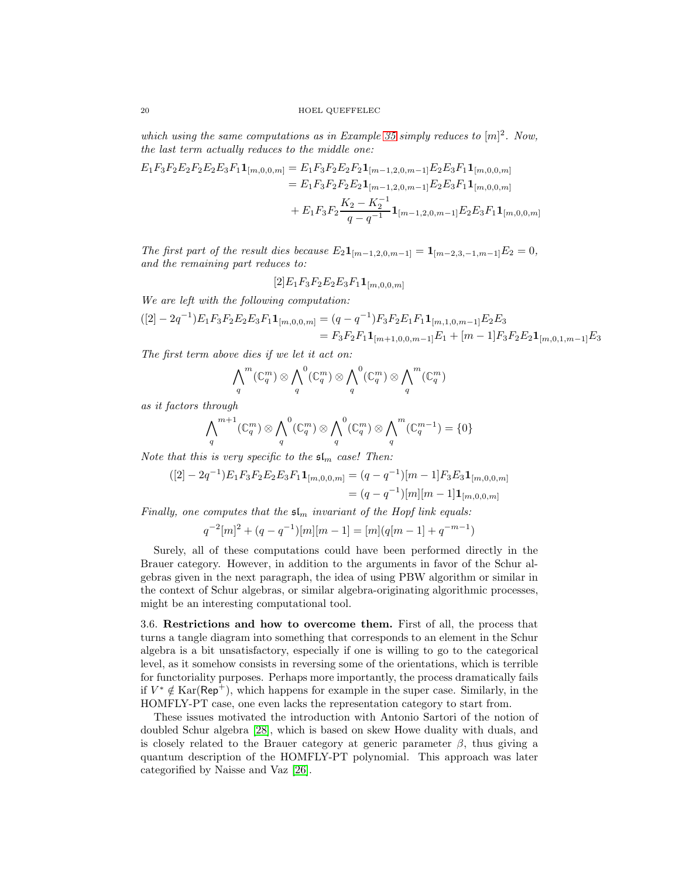*which using the same computations as in Example 35 simply reduces to $[m]^2$. Now, the last term actually reduces to the middle one:*

$$
\begin{aligned}
E_1F_3F_2E_2F_2E_2E_3F_1\mathbf{1}_{[m,0,0,m]} &= E_1F_3F_2E_2F_2\mathbf{1}_{[m-1,2,0,m-1]}E_2E_3F_1\mathbf{1}_{[m,0,0,m]} \\
&= E_1F_3F_2F_2E_2\mathbf{1}_{[m-1,2,0,m-1]}E_2E_3F_1\mathbf{1}_{[m,0,0,m]} \\
&+ E_1F_3F_2\frac{K_2-K_2^{-1}}{q-q^{-1}}\mathbf{1}_{[m-1,2,0,m-1]}E_2E_3F_1\mathbf{1}_{[m,0,0,m]}
\end{aligned}
$$

*The first part of the result dies because $E_2\mathbf{1}_{[m-1,2,0,m-1]} = \mathbf{1}_{[m-2,3,-1,m-1]}E_2 = 0$, and the remaining part reduces to:*

$$
[2]E_1F_3F_2E_2E_3F_1\mathbf{1}_{[m,0,0,m]}
$$

*We are left with the following computation:*

$$
\begin{aligned}
([2]-2q^{-1})E_1F_3F_2E_2E_3F_1\mathbf{1}_{[m,0,0,m]} &= (q-q^{-1})F_3F_2E_1F_1\mathbf{1}_{[m,1,0,m-1]}E_2E_3 \\
&= F_3F_2F_1\mathbf{1}_{[m+1,0,0,m-1]}E_1 + [m-1]F_3F_2E_2\mathbf{1}_{[m,0,1,m-1]}E_3
\end{aligned}
$$

*The first term above dies if we let it act on:*

$$
\bigwedge_q^m(\mathbb{C}_q^m)\otimes\bigwedge_q^0(\mathbb{C}_q^m)\otimes\bigwedge_q^0(\mathbb{C}_q^m)\otimes\bigwedge_q^m(\mathbb{C}_q^m)
$$

*as it factors through*

$$
\bigwedge_q^{m+1}(\mathbb{C}_q^m)\otimes\bigwedge_q^0(\mathbb{C}_q^m)\otimes\bigwedge_q^0(\mathbb{C}_q^m)\otimes\bigwedge_q^m(\mathbb{C}_q^{m-1}) = \{0\}
$$

*Note that this is very specific to the $\mathfrak{sl}_m$ case! Then:*

$$
\begin{aligned}
([2]-2q^{-1})E_1F_3F_2E_2E_3F_1\mathbf{1}_{[m,0,0,m]} &= (q-q^{-1})[m-1]F_3E_3\mathbf{1}_{[m,0,0,m]} \\
&= (q-q^{-1})[m][m-1]\mathbf{1}_{[m,0,0,m]}
\end{aligned}
$$

*Finally, one computes that the $\mathfrak{sl}_m$ invariant of the Hopf link equals:*

$$
q^{-2}[m]^2 + (q-q^{-1})[m][m-1] = [m](q[m-1]+q^{-m-1})
$$

Surely, all of these computations could have been performed directly in the Brauer category. However, in addition to the arguments in favor of the Schur algebras given in the next paragraph, the idea of using PBW algorithm or similar in the context of Schur algebras, or similar algebra-originating algorithmic processes, might be an interesting computational tool.

**3.6. Restrictions and how to overcome them.** First of all, the process that turns a tangle diagram into something that corresponds to an element in the Schur algebra is a bit unsatisfactory, especially if one is willing to go to the categorical level, as it somehow consists in reversing some of the orientations, which is terrible for functoriality purposes. Perhaps more importantly, the process dramatically fails if $V^* \notin \mathrm{Kar}(\mathsf{Rep}^+)$, which happens for example in the super case. Similarly, in the HOMFLY-PT case, one even lacks the representation category to start from.

These issues motivated the introduction with Antonio Sartori of the notion of doubled Schur algebra [28], which is based on skew Howe duality with duals, and is closely related to the Brauer category at generic parameter $\beta$, thus giving a quantum description of the HOMFLY-PT polynomial. This approach was later categorified by Naisse and Vaz [26].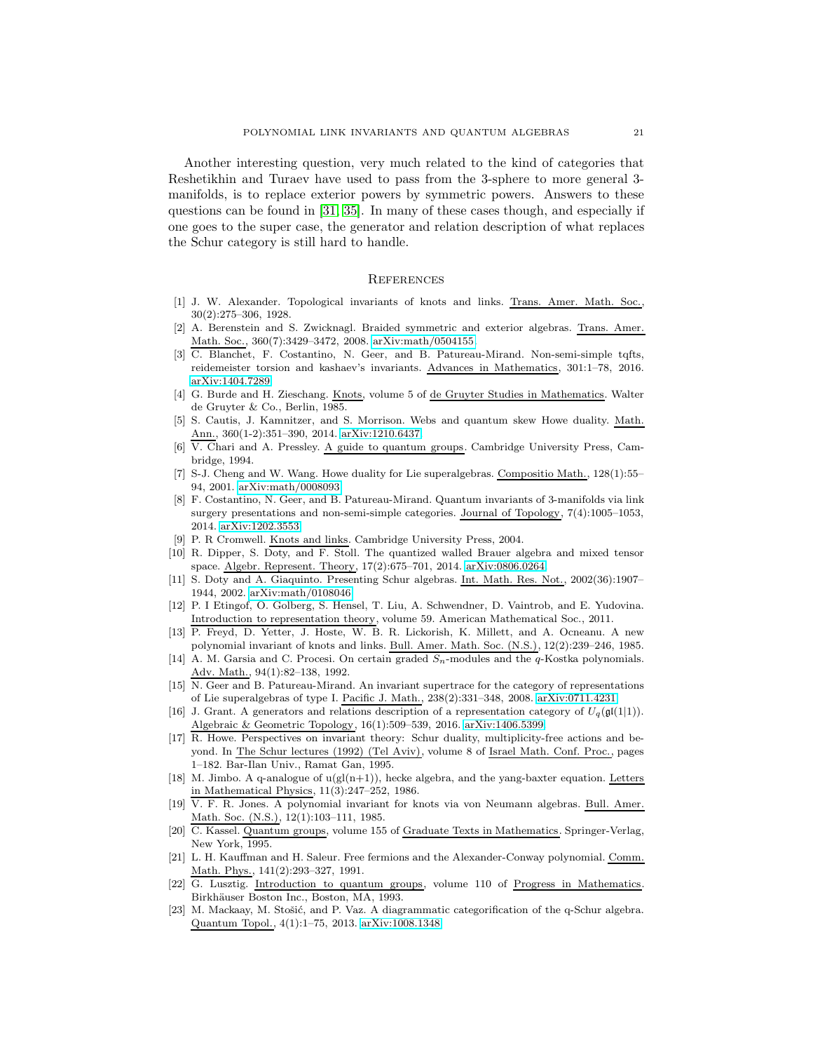Another interesting question, very much related to the kind of categories that Reshetikhin and Turaev have used to pass from the 3-sphere to more general 3-manifolds, is to replace exterior powers by symmetric powers. Answers to these questions can be found in [31, 35]. In many of these cases though, and especially if one goes to the super case, the generator and relation description of what replaces the Schur category is still hard to handle.

## References

[1] J. W. Alexander. Topological invariants of knots and links. Trans. Amer. Math. Soc., 30(2):275–306, 1928.

[2] A. Berenstein and S. Zwicknagl. Braided symmetric and exterior algebras. Trans. Amer. Math. Soc., 360(7):3429–3472, 2008. arXiv:math/0504155.

[3] C. Blanchet, F. Costantino, N. Geer, and B. Patureau-Mirand. Non-semi-simple tqfts, reidemeister torsion and kashaev's invariants. Advances in Mathematics, 301:1–78, 2016. arXiv:1404.7289.

[4] G. Burde and H. Zieschang. Knots, volume 5 of de Gruyter Studies in Mathematics. Walter de Gruyter & Co., Berlin, 1985.

[5] S. Cautis, J. Kamnitzer, and S. Morrison. Webs and quantum skew Howe duality. Math. Ann., 360(1-2):351–390, 2014. arXiv:1210.6437.

[6] V. Chari and A. Pressley. A guide to quantum groups. Cambridge University Press, Cambridge, 1994.

[7] S-J. Cheng and W. Wang. Howe duality for Lie superalgebras. Compositio Math., 128(1):55–94, 2001. arXiv:math/0008093.

[8] F. Costantino, N. Geer, and B. Patureau-Mirand. Quantum invariants of 3-manifolds via link surgery presentations and non-semi-simple categories. Journal of Topology, 7(4):1005–1053, 2014. arXiv:1202.3553.

[9] P. R Cromwell. Knots and links. Cambridge University Press, 2004.

[10] R. Dipper, S. Doty, and F. Stoll. The quantized walled Brauer algebra and mixed tensor space. Algebr. Represent. Theory, 17(2):675–701, 2014. arXiv:0806.0264.

[11] S. Doty and A. Giaquinto. Presenting Schur algebras. Int. Math. Res. Not., 2002(36):1907–1944, 2002. arXiv:math/0108046.

[12] P. I Etingof, O. Golberg, S. Hensel, T. Liu, A. Schwendner, D. Vaintrob, and E. Yudovina. Introduction to representation theory, volume 59. American Mathematical Soc., 2011.

[13] P. Freyd, D. Yetter, J. Hoste, W. B. R. Lickorish, K. Millett, and A. Ocneanu. A new polynomial invariant of knots and links. Bull. Amer. Math. Soc. (N.S.), 12(2):239–246, 1985.

[14] A. M. Garsia and C. Procesi. On certain graded $S_n$-modules and the $q$-Kostka polynomials. Adv. Math., 94(1):82–138, 1992.

[15] N. Geer and B. Patureau-Mirand. An invariant supertrace for the category of representations of Lie superalgebras of type I. Pacific J. Math., 238(2):331–348, 2008. arXiv:0711.4231.

[16] J. Grant. A generators and relations description of a representation category of $U_q(\mathfrak{gl}(1|1))$. Algebraic & Geometric Topology, 16(1):509–539, 2016. arXiv:1406.5399.

[17] R. Howe. Perspectives on invariant theory: Schur duality, multiplicity-free actions and beyond. In The Schur lectures (1992) (Tel Aviv), volume 8 of Israel Math. Conf. Proc., pages 1–182. Bar-Ilan Univ., Ramat Gan, 1995.

[18] M. Jimbo. A q-analogue of u(gl(n+1)), hecke algebra, and the yang-baxter equation. Letters in Mathematical Physics, 11(3):247–252, 1986.

[19] V. F. R. Jones. A polynomial invariant for knots via von Neumann algebras. Bull. Amer. Math. Soc. (N.S.), 12(1):103–111, 1985.

[20] C. Kassel. Quantum groups, volume 155 of Graduate Texts in Mathematics. Springer-Verlag, New York, 1995.

[21] L. H. Kauffman and H. Saleur. Free fermions and the Alexander-Conway polynomial. Comm. Math. Phys., 141(2):293–327, 1991.

[22] G. Lusztig. Introduction to quantum groups, volume 110 of Progress in Mathematics. Birkhäuser Boston Inc., Boston, MA, 1993.

[23] M. Mackaay, M. Stošić, and P. Vaz. A diagrammatic categorification of the q-Schur algebra. Quantum Topol., 4(1):1–75, 2013. arXiv:1008.1348.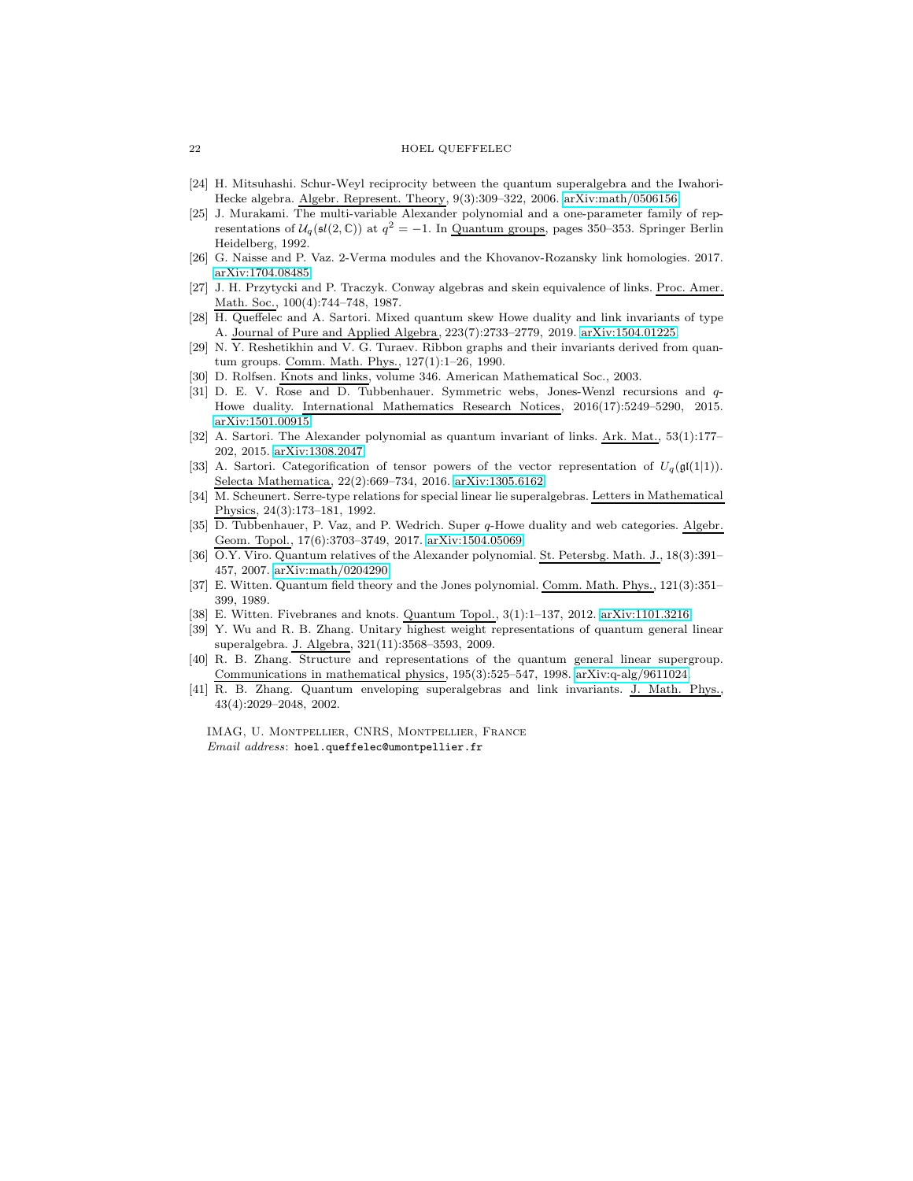[24] H. Mitsuhashi. Schur-Weyl reciprocity between the quantum superalgebra and the Iwahori-Hecke algebra. Algebr. Represent. Theory, 9(3):309–322, 2006. arXiv:math/0506156.

[25] J. Murakami. The multi-variable Alexander polynomial and a one-parameter family of representations of $\mathcal{U}_q(\mathfrak{sl}(2,\mathbb{C}))$ at $q^2 = -1$. In Quantum groups, pages 350–353. Springer Berlin Heidelberg, 1992.

[26] G. Naisse and P. Vaz. 2-Verma modules and the Khovanov-Rozansky link homologies. 2017. arXiv:1704.08485.

[27] J. H. Przytycki and P. Traczyk. Conway algebras and skein equivalence of links. Proc. Amer. Math. Soc., 100(4):744–748, 1987.

[28] H. Queffelec and A. Sartori. Mixed quantum skew Howe duality and link invariants of type A. Journal of Pure and Applied Algebra, 223(7):2733–2779, 2019. arXiv:1504.01225.

[29] N. Y. Reshetikhin and V. G. Turaev. Ribbon graphs and their invariants derived from quantum groups. Comm. Math. Phys., 127(1):1–26, 1990.

[30] D. Rolfsen. Knots and links, volume 346. American Mathematical Soc., 2003.

[31] D. E. V. Rose and D. Tubbenhauer. Symmetric webs, Jones-Wenzl recursions and $q$-Howe duality. International Mathematics Research Notices, 2016(17):5249–5290, 2015. arXiv:1501.00915.

[32] A. Sartori. The Alexander polynomial as quantum invariant of links. Ark. Mat., 53(1):177–202, 2015. arXiv:1308.2047.

[33] A. Sartori. Categorification of tensor powers of the vector representation of $U_q(\mathfrak{gl}(1|1))$. Selecta Mathematica, 22(2):669–734, 2016. arXiv:1305.6162.

[34] M. Scheunert. Serre-type relations for special linear lie superalgebras. Letters in Mathematical Physics, 24(3):173–181, 1992.

[35] D. Tubbenhauer, P. Vaz, and P. Wedrich. Super $q$-Howe duality and web categories. Algebr. Geom. Topol., 17(6):3703–3749, 2017. arXiv:1504.05069.

[36] O.Y. Viro. Quantum relatives of the Alexander polynomial. St. Petersbg. Math. J., 18(3):391–457, 2007. arXiv:math/0204290.

[37] E. Witten. Quantum field theory and the Jones polynomial. Comm. Math. Phys., 121(3):351–399, 1989.

[38] E. Witten. Fivebranes and knots. Quantum Topol., 3(1):1–137, 2012. arXiv:1101.3216.

[39] Y. Wu and R. B. Zhang. Unitary highest weight representations of quantum general linear superalgebra. J. Algebra, 321(11):3568–3593, 2009.

[40] R. B. Zhang. Structure and representations of the quantum general linear supergroup. Communications in mathematical physics, 195(3):525–547, 1998. arXiv:q-alg/9611024.

[41] R. B. Zhang. Quantum enveloping superalgebras and link invariants. J. Math. Phys., 43(4):2029–2048, 2002.

IMAG, U. Montpellier, CNRS, Montpellier, France

*Email address*: hoel.queffelec@umontpellier.fr